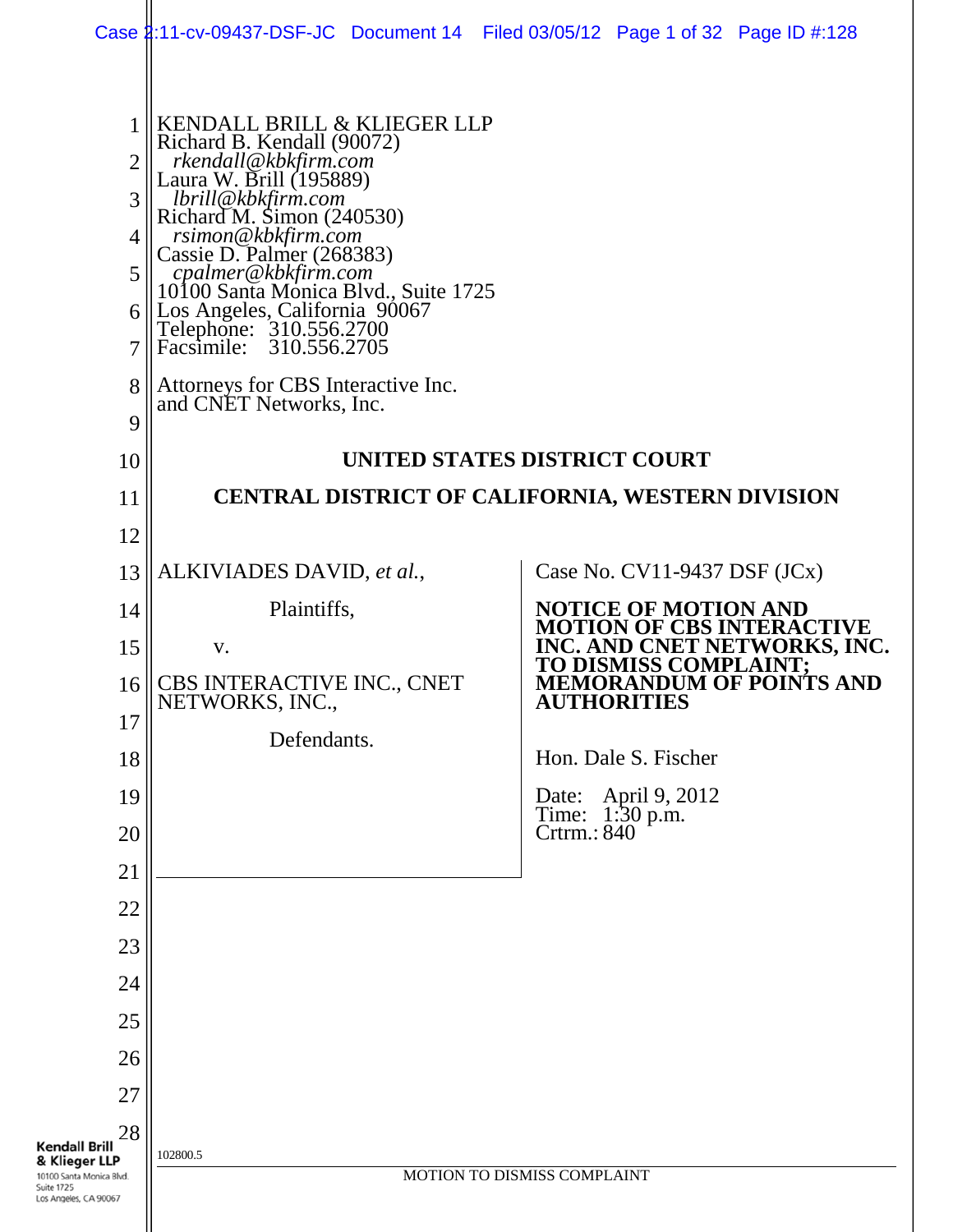KENDALL BRILL & KLIEGER LLP
Richard B. Kendall (90072)
*rkendall@kbkfirm.com*
Laura W. Brill (195889)
*lbrill@kbkfirm.com*
Richard M. Simon (240530)
*rsimon@kbkfirm.com*
Cassie D. Palmer (268383)
*cpalmer@kbkfirm.com*
10100 Santa Monica Blvd., Suite 1725
Los Angeles, California 90067
Telephone: 310.556.2700
Facsimile: 310.556.2705

Attorneys for CBS Interactive Inc. and CNET Networks, Inc.

**UNITED STATES DISTRICT COURT**

**CENTRAL DISTRICT OF CALIFORNIA, WESTERN DIVISION**

ALKIVIADES DAVID, *et al.*,

Plaintiffs,

v.

CBS INTERACTIVE INC., CNET NETWORKS, INC.,

Defendants.

Case No. CV11-9437 DSF (JCx)

**NOTICE OF MOTION AND MOTION OF CBS INTERACTIVE INC. AND CNET NETWORKS, INC. TO DISMISS COMPLAINT; MEMORANDUM OF POINTS AND AUTHORITIES**

Hon. Dale S. Fischer

Date: April 9, 2012
Time: 1:30 p.m.
Crtrm.: 840

102800.5

MOTION TO DISMISS COMPLAINT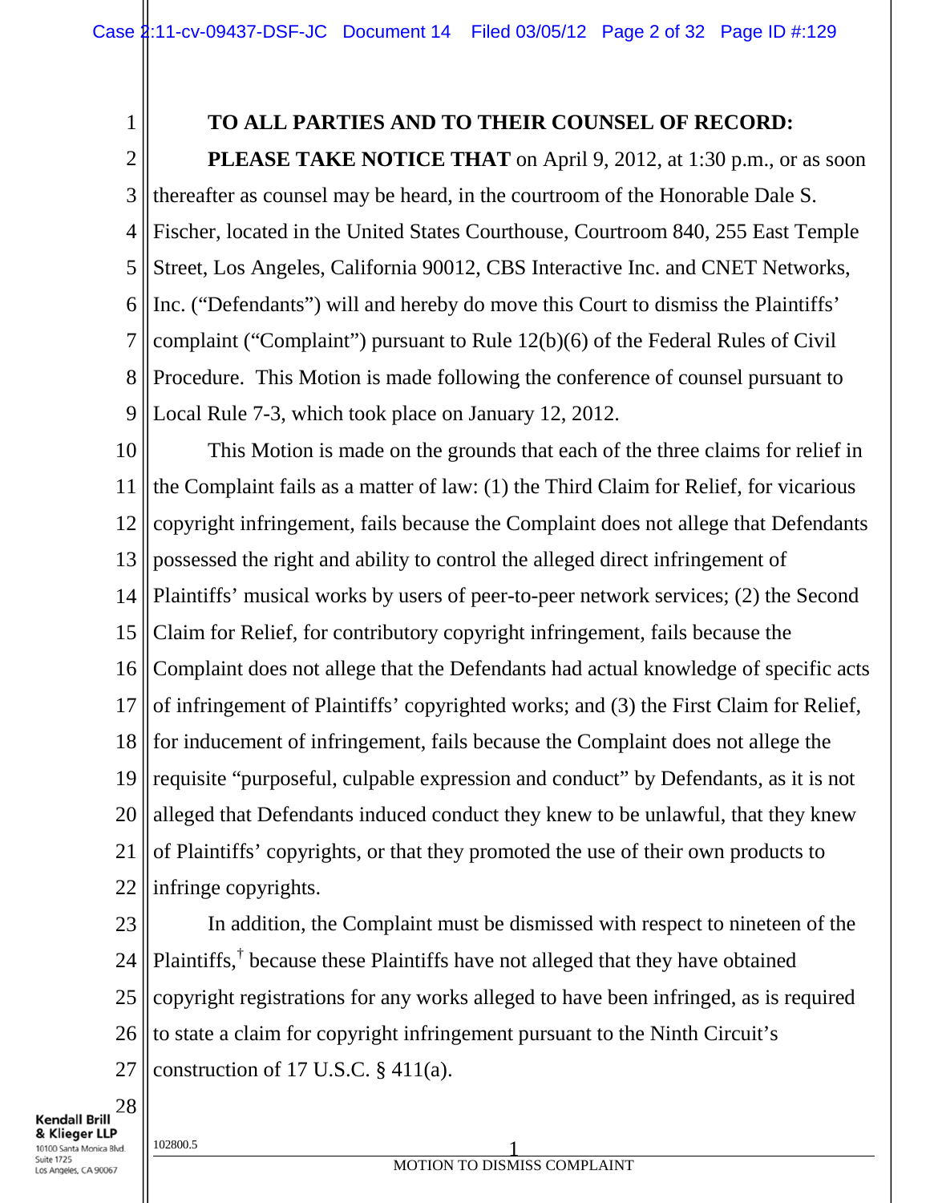**TO ALL PARTIES AND TO THEIR COUNSEL OF RECORD:**

**PLEASE TAKE NOTICE THAT** on April 9, 2012, at 1:30 p.m., or as soon thereafter as counsel may be heard, in the courtroom of the Honorable Dale S. Fischer, located in the United States Courthouse, Courtroom 840, 255 East Temple Street, Los Angeles, California 90012, CBS Interactive Inc. and CNET Networks, Inc. ("Defendants") will and hereby do move this Court to dismiss the Plaintiffs' complaint ("Complaint") pursuant to Rule 12(b)(6) of the Federal Rules of Civil Procedure. This Motion is made following the conference of counsel pursuant to Local Rule 7-3, which took place on January 12, 2012.

This Motion is made on the grounds that each of the three claims for relief in the Complaint fails as a matter of law: (1) the Third Claim for Relief, for vicarious copyright infringement, fails because the Complaint does not allege that Defendants possessed the right and ability to control the alleged direct infringement of Plaintiffs' musical works by users of peer-to-peer network services; (2) the Second Claim for Relief, for contributory copyright infringement, fails because the Complaint does not allege that the Defendants had actual knowledge of specific acts of infringement of Plaintiffs' copyrighted works; and (3) the First Claim for Relief, for inducement of infringement, fails because the Complaint does not allege the requisite "purposeful, culpable expression and conduct" by Defendants, as it is not alleged that Defendants induced conduct they knew to be unlawful, that they knew of Plaintiffs' copyrights, or that they promoted the use of their own products to infringe copyrights.

In addition, the Complaint must be dismissed with respect to nineteen of the Plaintiffs,[†] because these Plaintiffs have not alleged that they have obtained copyright registrations for any works alleged to have been infringed, as is required to state a claim for copyright infringement pursuant to the Ninth Circuit's construction of 17 U.S.C. § 411(a).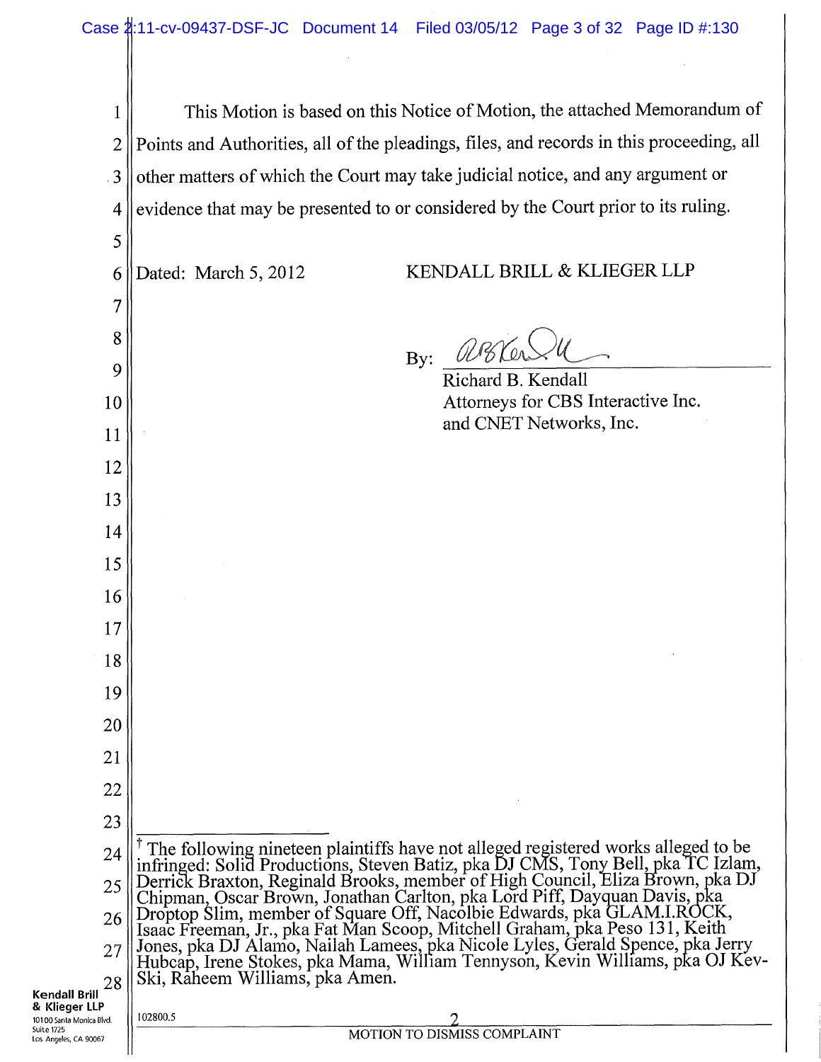This Motion is based on this Notice of Motion, the attached Memorandum of Points and Authorities, all of the pleadings, files, and records in this proceeding, all other matters of which the Court may take judicial notice, and any argument or evidence that may be presented to or considered by the Court prior to its ruling.

Dated: March 5, 2012

KENDALL BRILL & KLIEGER LLP

By: /s/ Richard B. Kendall

Richard B. Kendall
Attorneys for CBS Interactive Inc. and CNET Networks, Inc.

---

† The following nineteen plaintiffs have not alleged registered works alleged to be infringed: Solid Productions, Steven Batiz, pka DJ CMS, Tony Bell, pka TC Izlam, Derrick Braxton, Reginald Brooks, member of High Council, Eliza Brown, pka DJ Chipman, Oscar Brown, Jonathan Carlton, pka Lord Piff, Dayquan Davis, pka Droptop Slim, member of Square Off, Nacolbie Edwards, pka GLAM.I.ROCK, Isaac Freeman, Jr., pka Fat Man Scoop, Mitchell Graham, pka Peso 131, Keith Jones, pka DJ Alamo, Nailah Lamees, pka Nicole Lyles, Gerald Spence, pka Jerry Hubcap, Irene Stokes, pka Mama, William Tennyson, Kevin Williams, pka OJ Kev-Ski, Raheem Williams, pka Amen.

102800.5

MOTION TO DISMISS COMPLAINT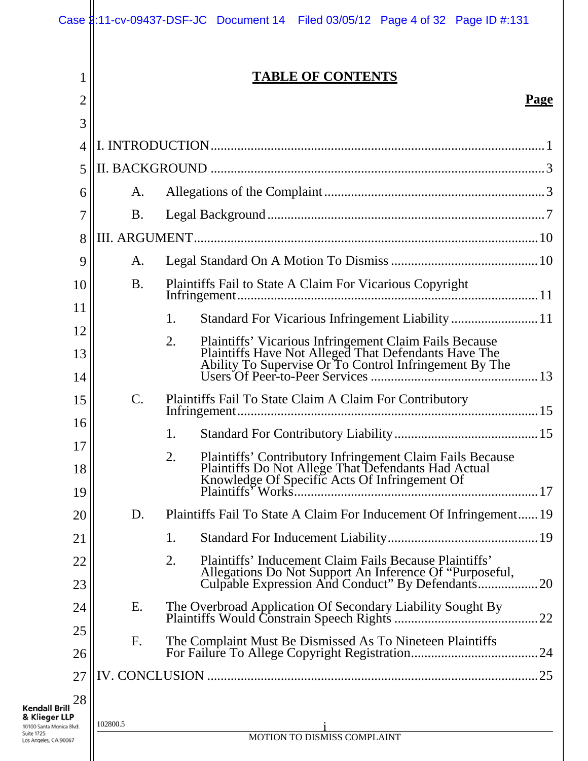# TABLE OF CONTENTS

**Page**

I. INTRODUCTION .......... 1

II. BACKGROUND .......... 3

- A. Allegations of the Complaint .......... 3
- B. Legal Background .......... 7

III. ARGUMENT .......... 10

- A. Legal Standard On A Motion To Dismiss .......... 10
- B. Plaintiffs Fail to State A Claim For Vicarious Copyright Infringement .......... 11
  - 1. Standard For Vicarious Infringement Liability .......... 11
  - 2. Plaintiffs' Vicarious Infringement Claim Fails Because Plaintiffs Have Not Alleged That Defendants Have The Ability To Supervise Or To Control Infringement By The Users Of Peer-to-Peer Services .......... 13
- C. Plaintiffs Fail To State Claim A Claim For Contributory Infringement .......... 15
  - 1. Standard For Contributory Liability .......... 15
  - 2. Plaintiffs' Contributory Infringement Claim Fails Because Plaintiffs Do Not Allege That Defendants Had Actual Knowledge Of Specific Acts Of Infringement Of Plaintiffs' Works .......... 17
- D. Plaintiffs Fail To State A Claim For Inducement Of Infringement .......... 19
  - 1. Standard For Inducement Liability .......... 19
  - 2. Plaintiffs' Inducement Claim Fails Because Plaintiffs' Allegations Do Not Support An Inference Of "Purposeful, Culpable Expression And Conduct" By Defendants .......... 20
- E. The Overbroad Application Of Secondary Liability Sought By Plaintiffs Would Constrain Speech Rights .......... 22
- F. The Complaint Must Be Dismissed As To Nineteen Plaintiffs For Failure To Allege Copyright Registration .......... 24

IV. CONCLUSION .......... 25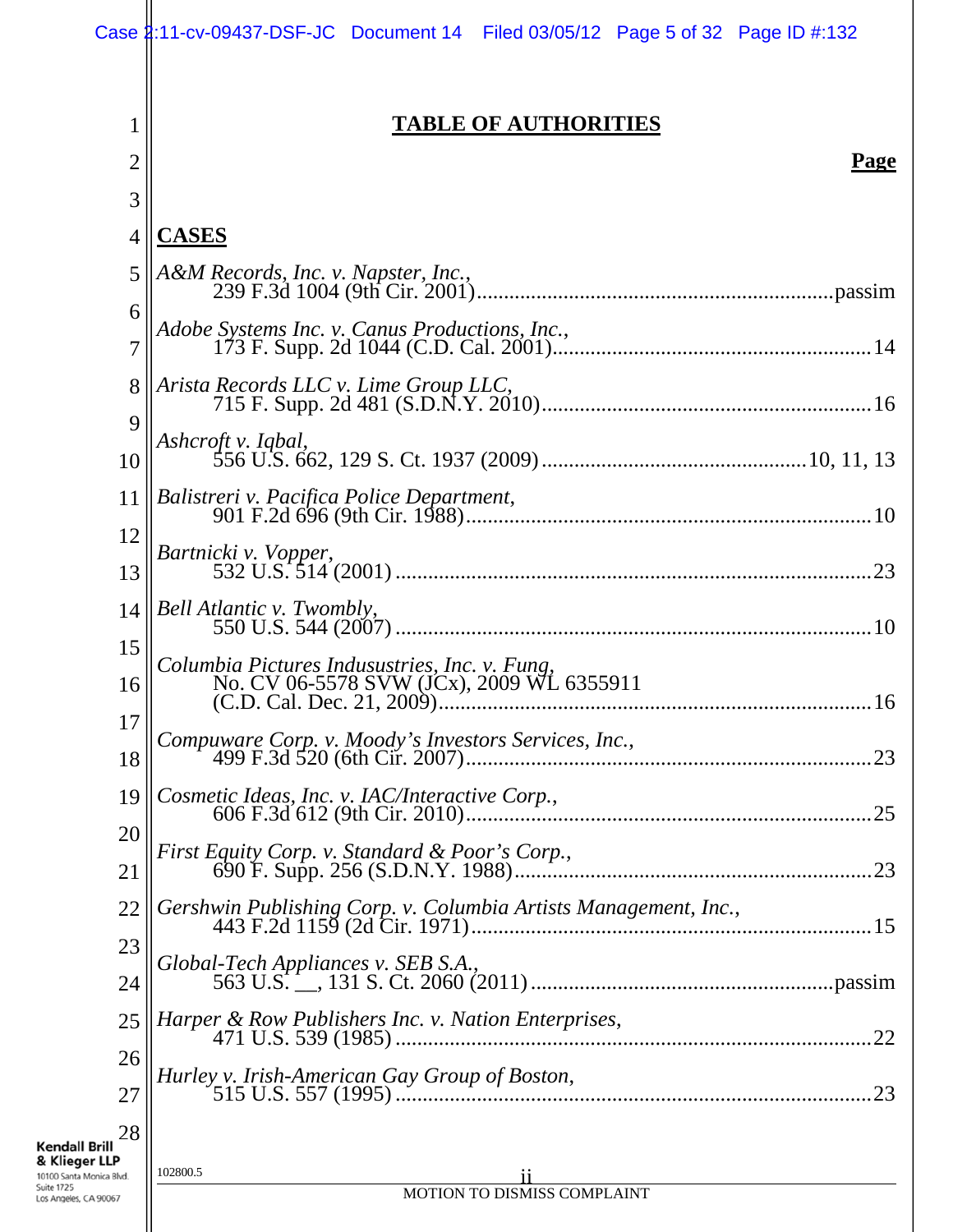## TABLE OF AUTHORITIES

**Page**

**CASES**

*A&M Records, Inc. v. Napster, Inc.*, 239 F.3d 1004 (9th Cir. 2001) .......... passim

*Adobe Systems Inc. v. Canus Productions, Inc.*, 173 F. Supp. 2d 1044 (C.D. Cal. 2001) .......... 14

*Arista Records LLC v. Lime Group LLC*, 715 F. Supp. 2d 481 (S.D.N.Y. 2010) .......... 16

*Ashcroft v. Iqbal*, 556 U.S. 662, 129 S. Ct. 1937 (2009) .......... 10, 11, 13

*Balistreri v. Pacifica Police Department*, 901 F.2d 696 (9th Cir. 1988) .......... 10

*Bartnicki v. Vopper*, 532 U.S. 514 (2001) .......... 23

*Bell Atlantic v. Twombly*, 550 U.S. 544 (2007) .......... 10

*Columbia Pictures Indusustries, Inc. v. Fung*, No. CV 06-5578 SVW (JCx), 2009 WL 6355911 (C.D. Cal. Dec. 21, 2009) .......... 16

*Compuware Corp. v. Moody's Investors Services, Inc.*, 499 F.3d 520 (6th Cir. 2007) .......... 23

*Cosmetic Ideas, Inc. v. IAC/Interactive Corp.*, 606 F.3d 612 (9th Cir. 2010) .......... 25

*First Equity Corp. v. Standard & Poor's Corp.*, 690 F. Supp. 256 (S.D.N.Y. 1988) .......... 23

*Gershwin Publishing Corp. v. Columbia Artists Management, Inc.*, 443 F.2d 1159 (2d Cir. 1971) .......... 15

*Global-Tech Appliances v. SEB S.A.*, 563 U.S. __, 131 S. Ct. 2060 (2011) .......... passim

*Harper & Row Publishers Inc. v. Nation Enterprises*, 471 U.S. 539 (1985) .......... 22

*Hurley v. Irish-American Gay Group of Boston*, 515 U.S. 557 (1995) .......... 23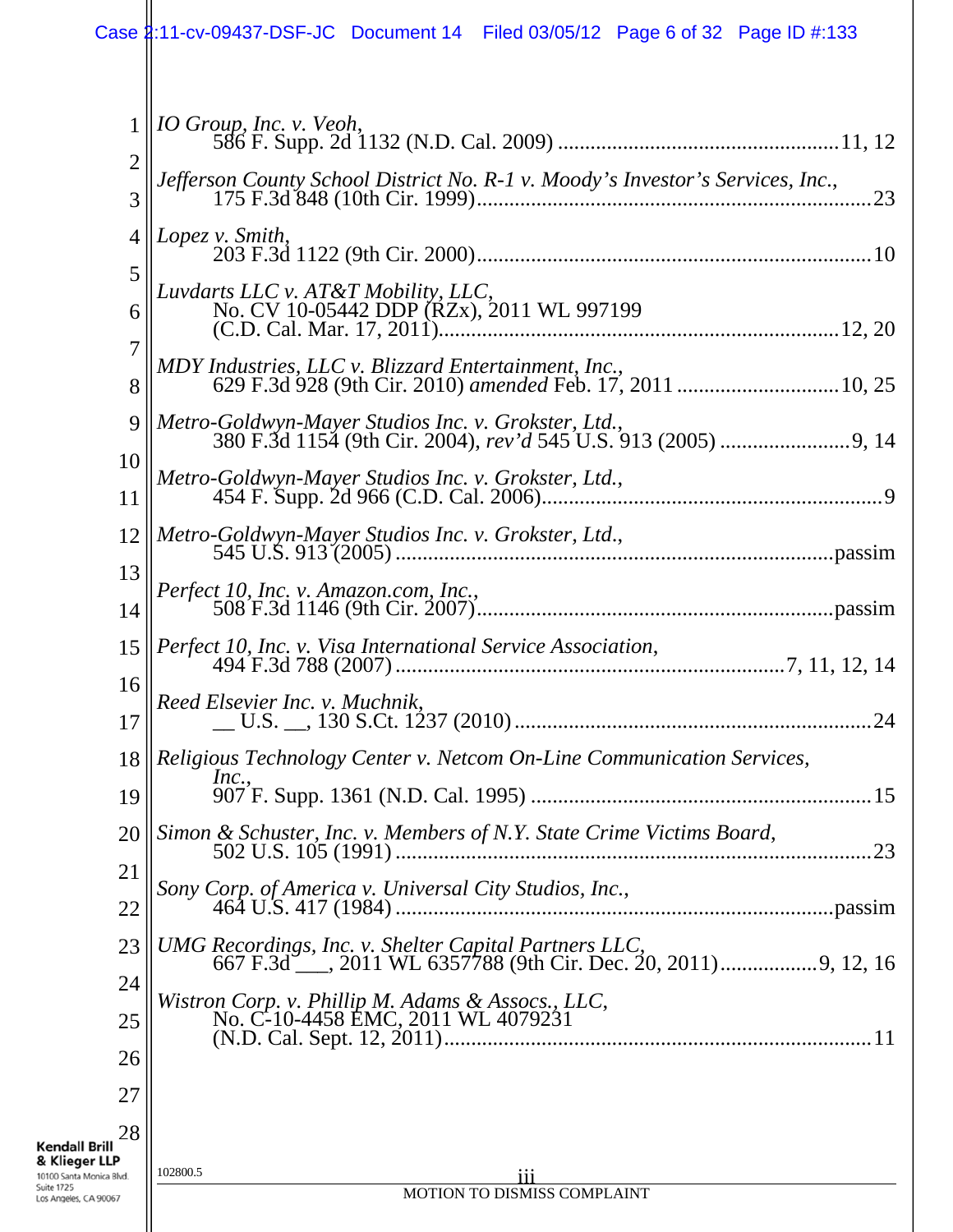*IO Group, Inc. v. Veoh*,
586 F. Supp. 2d 1132 (N.D. Cal. 2009) ....................................................11, 12

*Jefferson County School District No. R-1 v. Moody's Investor's Services, Inc.*,
175 F.3d 848 (10th Cir. 1999).........................................................................23

*Lopez v. Smith*,
203 F.3d 1122 (9th Cir. 2000).........................................................................10

*Luvdarts LLC v. AT&T Mobility, LLC*,
No. CV 10-05442 DDP (RZx), 2011 WL 997199
(C.D. Cal. Mar. 17, 2011).........................................................................12, 20

*MDY Industries, LLC v. Blizzard Entertainment, Inc.*,
629 F.3d 928 (9th Cir. 2010) *amended* Feb. 17, 2011 .............................10, 25

*Metro-Goldwyn-Mayer Studios Inc. v. Grokster, Ltd.*,
380 F.3d 1154 (9th Cir. 2004), *rev'd* 545 U.S. 913 (2005) ........................9, 14

*Metro-Goldwyn-Mayer Studios Inc. v. Grokster, Ltd.*,
454 F. Supp. 2d 966 (C.D. Cal. 2006)...............................................................9

*Metro-Goldwyn-Mayer Studios Inc. v. Grokster, Ltd.*,
545 U.S. 913 (2005) ................................................................................passim

*Perfect 10, Inc. v. Amazon.com, Inc.*,
508 F.3d 1146 (9th Cir. 2007).................................................................passim

*Perfect 10, Inc. v. Visa International Service Association*,
494 F.3d 788 (2007) ......................................................................7, 11, 12, 14

*Reed Elsevier Inc. v. Muchnik*,
__ U.S. __, 130 S.Ct. 1237 (2010) .................................................................24

*Religious Technology Center v. Netcom On-Line Communication Services, Inc.*,
907 F. Supp. 1361 (N.D. Cal. 1995) ..............................................................15

*Simon & Schuster, Inc. v. Members of N.Y. State Crime Victims Board*,
502 U.S. 105 (1991) .......................................................................................23

*Sony Corp. of America v. Universal City Studios, Inc.*,
464 U.S. 417 (1984) ................................................................................passim

*UMG Recordings, Inc. v. Shelter Capital Partners LLC*,
667 F.3d ___, 2011 WL 6357788 (9th Cir. Dec. 20, 2011)..................9, 12, 16

*Wistron Corp. v. Phillip M. Adams & Assocs., LLC*,
No. C-10-4458 EMC, 2011 WL 4079231
(N.D. Cal. Sept. 12, 2011)...............................................................................11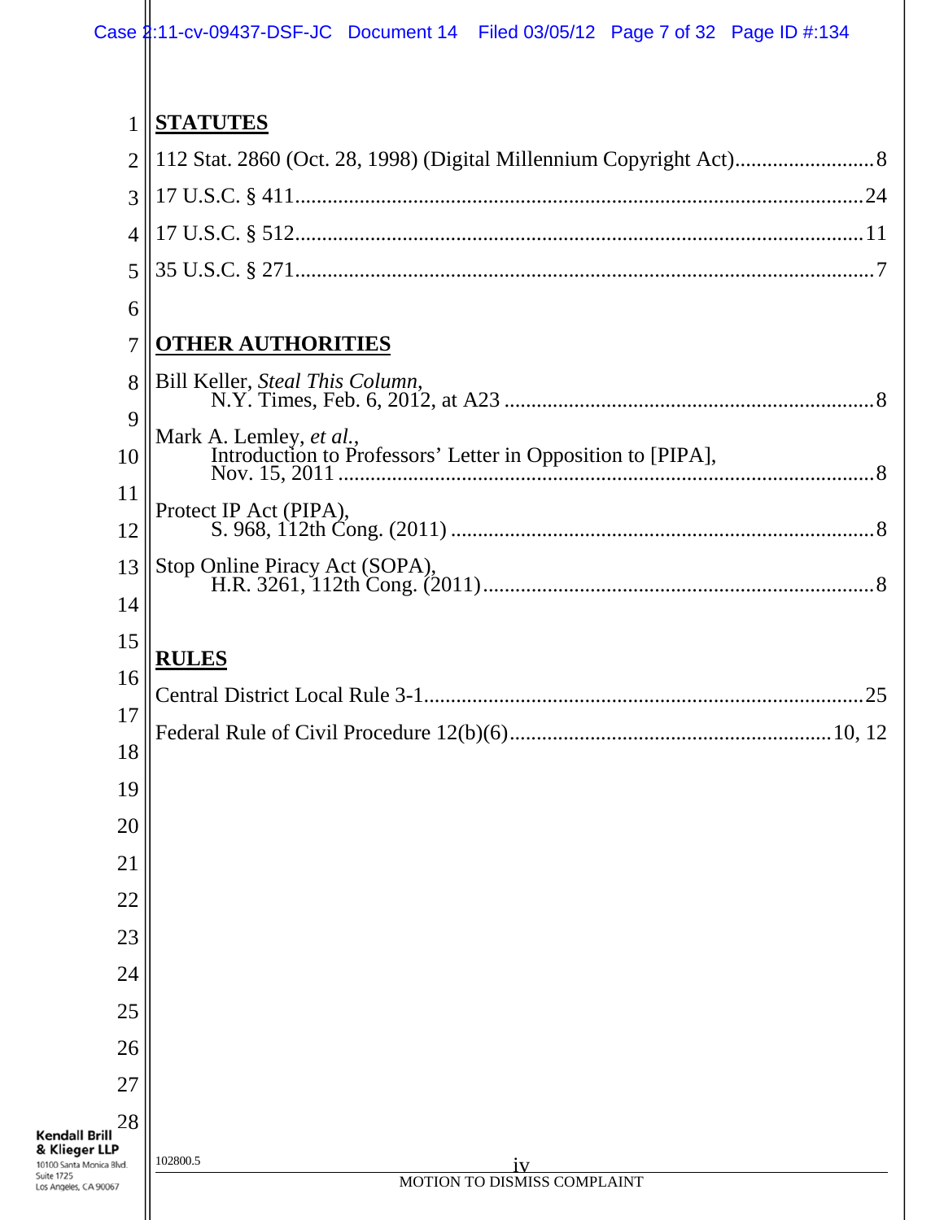## STATUTES

112 Stat. 2860 (Oct. 28, 1998) (Digital Millennium Copyright Act) .......................... 8

17 U.S.C. § 411 .......................................................................................................... 24

17 U.S.C. § 512 .......................................................................................................... 11

35 U.S.C. § 271 ............................................................................................................ 7

## OTHER AUTHORITIES

Bill Keller, *Steal This Column*,
N.Y. Times, Feb. 6, 2012, at A23 ..................................................................... 8

Mark A. Lemley, *et al.*,
Introduction to Professors' Letter in Opposition to [PIPA],
Nov. 15, 2011 ..................................................................................................... 8

Protect IP Act (PIPA),
S. 968, 112th Cong. (2011) ............................................................................... 8

Stop Online Piracy Act (SOPA),
H.R. 3261, 112th Cong. (2011) ......................................................................... 8

## RULES

Central District Local Rule 3-1 ................................................................................. 25

Federal Rule of Civil Procedure 12(b)(6) ........................................................... 10, 12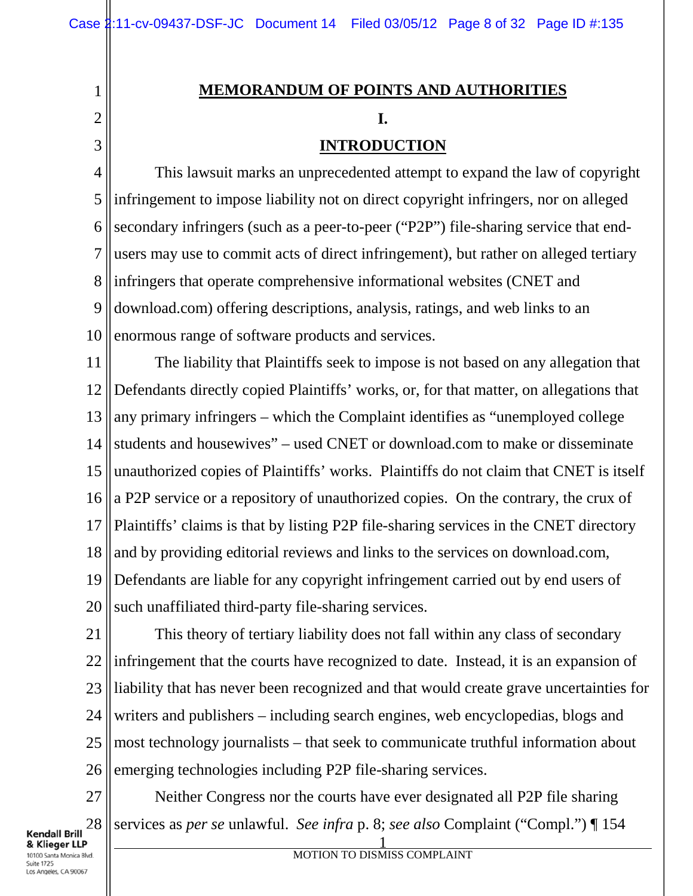# MEMORANDUM OF POINTS AND AUTHORITIES

## I.

## INTRODUCTION

This lawsuit marks an unprecedented attempt to expand the law of copyright infringement to impose liability not on direct copyright infringers, nor on alleged secondary infringers (such as a peer-to-peer ("P2P") file-sharing service that end-users may use to commit acts of direct infringement), but rather on alleged tertiary infringers that operate comprehensive informational websites (CNET and download.com) offering descriptions, analysis, ratings, and web links to an enormous range of software products and services.

The liability that Plaintiffs seek to impose is not based on any allegation that Defendants directly copied Plaintiffs' works, or, for that matter, on allegations that any primary infringers – which the Complaint identifies as "unemployed college students and housewives" – used CNET or download.com to make or disseminate unauthorized copies of Plaintiffs' works. Plaintiffs do not claim that CNET is itself a P2P service or a repository of unauthorized copies. On the contrary, the crux of Plaintiffs' claims is that by listing P2P file-sharing services in the CNET directory and by providing editorial reviews and links to the services on download.com, Defendants are liable for any copyright infringement carried out by end users of such unaffiliated third-party file-sharing services.

This theory of tertiary liability does not fall within any class of secondary infringement that the courts have recognized to date. Instead, it is an expansion of liability that has never been recognized and that would create grave uncertainties for writers and publishers – including search engines, web encyclopedias, blogs and most technology journalists – that seek to communicate truthful information about emerging technologies including P2P file-sharing services.

Neither Congress nor the courts have ever designated all P2P file sharing services as *per se* unlawful. *See infra* p. 8; *see also* Complaint ("Compl.") ¶ 154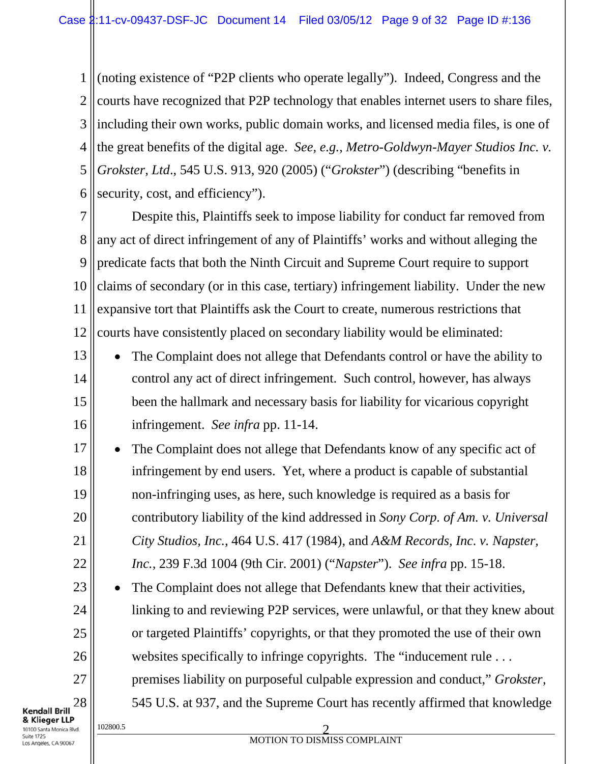(noting existence of "P2P clients who operate legally"). Indeed, Congress and the courts have recognized that P2P technology that enables internet users to share files, including their own works, public domain works, and licensed media files, is one of the great benefits of the digital age. *See, e.g.*, *Metro-Goldwyn-Mayer Studios Inc. v. Grokster, Ltd*., 545 U.S. 913, 920 (2005) ("*Grokster*") (describing "benefits in security, cost, and efficiency").

Despite this, Plaintiffs seek to impose liability for conduct far removed from any act of direct infringement of any of Plaintiffs' works and without alleging the predicate facts that both the Ninth Circuit and Supreme Court require to support claims of secondary (or in this case, tertiary) infringement liability. Under the new expansive tort that Plaintiffs ask the Court to create, numerous restrictions that courts have consistently placed on secondary liability would be eliminated:

- The Complaint does not allege that Defendants control or have the ability to control any act of direct infringement. Such control, however, has always been the hallmark and necessary basis for liability for vicarious copyright infringement. *See infra* pp. 11-14.
- The Complaint does not allege that Defendants know of any specific act of infringement by end users. Yet, where a product is capable of substantial non-infringing uses, as here, such knowledge is required as a basis for contributory liability of the kind addressed in *Sony Corp. of Am. v. Universal City Studios, Inc.*, 464 U.S. 417 (1984), and *A&M Records, Inc. v. Napster, Inc.*, 239 F.3d 1004 (9th Cir. 2001) ("*Napster*"). *See infra* pp. 15-18.
- The Complaint does not allege that Defendants knew that their activities, linking to and reviewing P2P services, were unlawful, or that they knew about or targeted Plaintiffs' copyrights, or that they promoted the use of their own websites specifically to infringe copyrights. The "inducement rule . . . premises liability on purposeful culpable expression and conduct," *Grokster*, 545 U.S. at 937, and the Supreme Court has recently affirmed that knowledge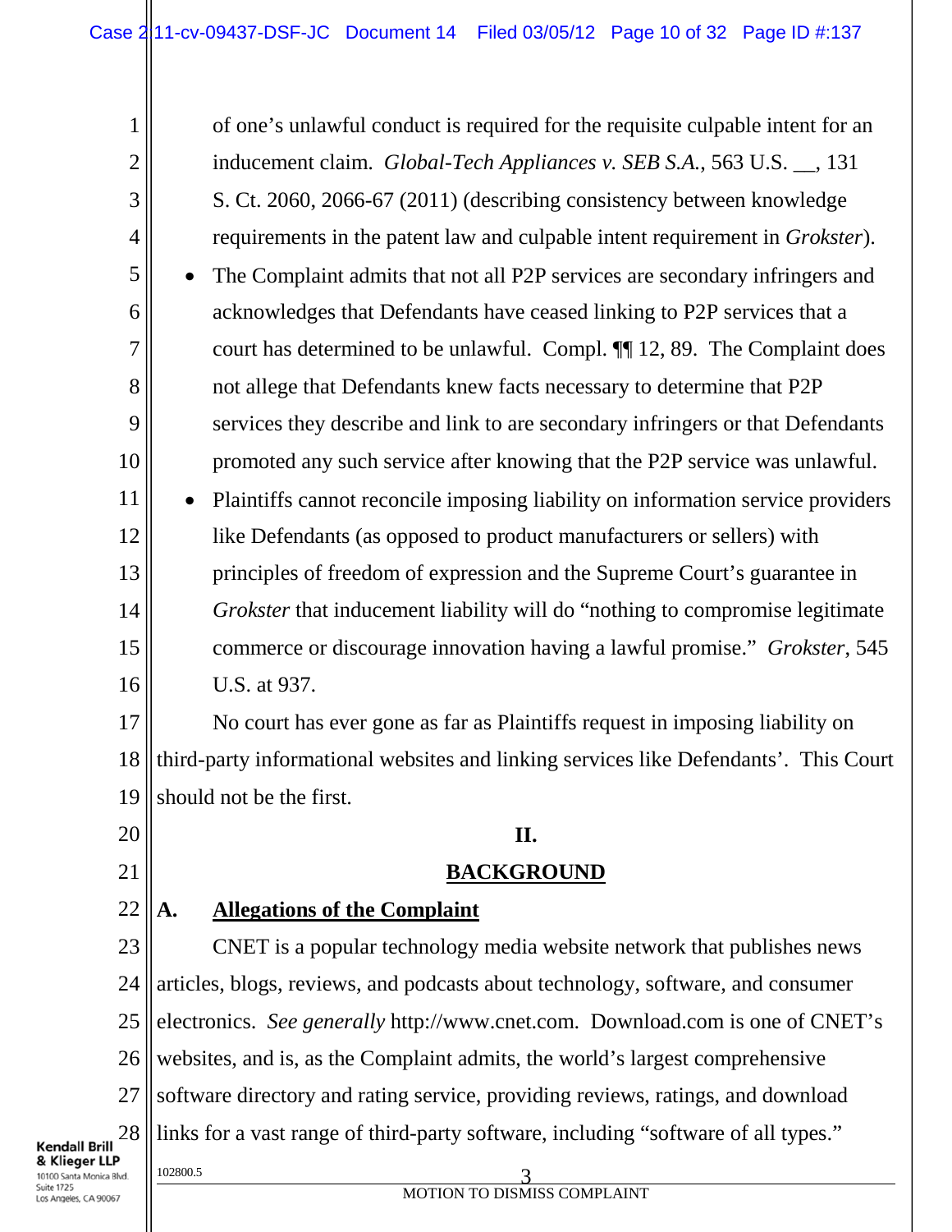of one's unlawful conduct is required for the requisite culpable intent for an inducement claim. *Global-Tech Appliances v. SEB S.A.*, 563 U.S. __, 131 S. Ct. 2060, 2066-67 (2011) (describing consistency between knowledge requirements in the patent law and culpable intent requirement in *Grokster*).

- The Complaint admits that not all P2P services are secondary infringers and acknowledges that Defendants have ceased linking to P2P services that a court has determined to be unlawful. Compl. ¶¶ 12, 89. The Complaint does not allege that Defendants knew facts necessary to determine that P2P services they describe and link to are secondary infringers or that Defendants promoted any such service after knowing that the P2P service was unlawful.
- Plaintiffs cannot reconcile imposing liability on information service providers like Defendants (as opposed to product manufacturers or sellers) with principles of freedom of expression and the Supreme Court's guarantee in *Grokster* that inducement liability will do "nothing to compromise legitimate commerce or discourage innovation having a lawful promise." *Grokster*, 545 U.S. at 937.

No court has ever gone as far as Plaintiffs request in imposing liability on third-party informational websites and linking services like Defendants'. This Court should not be the first.

## II.

## BACKGROUND

### A. Allegations of the Complaint

CNET is a popular technology media website network that publishes news articles, blogs, reviews, and podcasts about technology, software, and consumer electronics. *See generally* http://www.cnet.com. Download.com is one of CNET's websites, and is, as the Complaint admits, the world's largest comprehensive software directory and rating service, providing reviews, ratings, and download links for a vast range of third-party software, including "software of all types."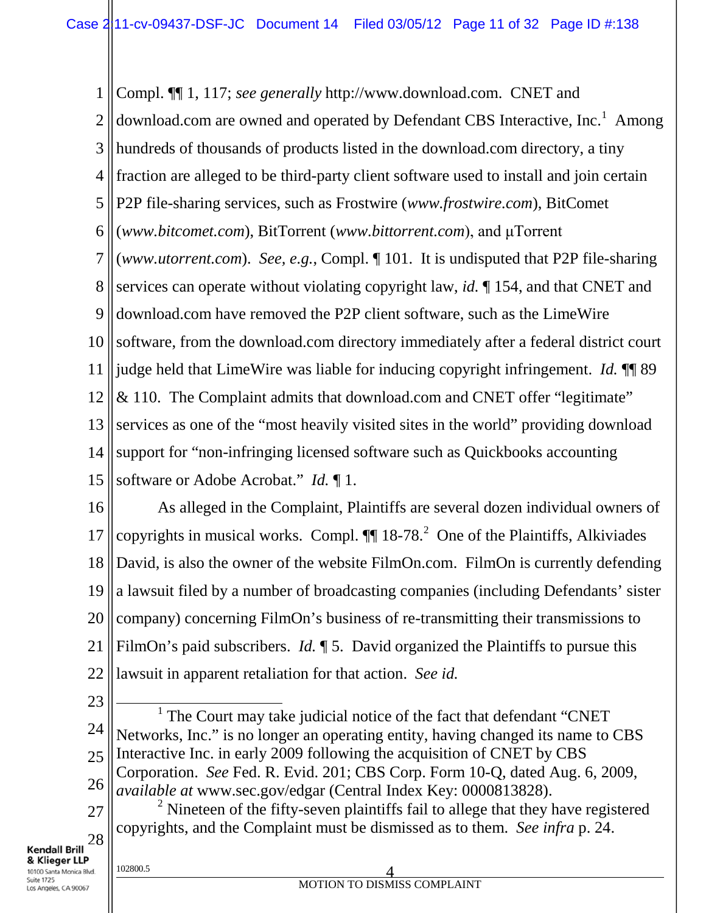Compl. ¶¶ 1, 117; *see generally* http://www.download.com. CNET and download.com are owned and operated by Defendant CBS Interactive, Inc.[1] Among hundreds of thousands of products listed in the download.com directory, a tiny fraction are alleged to be third-party client software used to install and join certain P2P file-sharing services, such as Frostwire (*www.frostwire.com*), BitComet (*www.bitcomet.com*), BitTorrent (*www.bittorrent.com*), and µTorrent (*www.utorrent.com*). *See, e.g.*, Compl. ¶ 101. It is undisputed that P2P file-sharing services can operate without violating copyright law, *id.* ¶ 154, and that CNET and download.com have removed the P2P client software, such as the LimeWire software, from the download.com directory immediately after a federal district court judge held that LimeWire was liable for inducing copyright infringement. *Id.* ¶¶ 89 & 110. The Complaint admits that download.com and CNET offer "legitimate" services as one of the "most heavily visited sites in the world" providing download support for "non-infringing licensed software such as Quickbooks accounting software or Adobe Acrobat." *Id.* ¶ 1.

As alleged in the Complaint, Plaintiffs are several dozen individual owners of copyrights in musical works. Compl. ¶¶ 18-78.[2] One of the Plaintiffs, Alkiviades David, is also the owner of the website FilmOn.com. FilmOn is currently defending a lawsuit filed by a number of broadcasting companies (including Defendants' sister company) concerning FilmOn's business of re-transmitting their transmissions to FilmOn's paid subscribers. *Id.* ¶ 5. David organized the Plaintiffs to pursue this lawsuit in apparent retaliation for that action. *See id.*

---

[1] The Court may take judicial notice of the fact that defendant "CNET Networks, Inc." is no longer an operating entity, having changed its name to CBS Interactive Inc. in early 2009 following the acquisition of CNET by CBS Corporation. *See* Fed. R. Evid. 201; CBS Corp. Form 10-Q, dated Aug. 6, 2009, *available at* www.sec.gov/edgar (Central Index Key: 0000813828).

[2] Nineteen of the fifty-seven plaintiffs fail to allege that they have registered copyrights, and the Complaint must be dismissed as to them. *See infra* p. 24.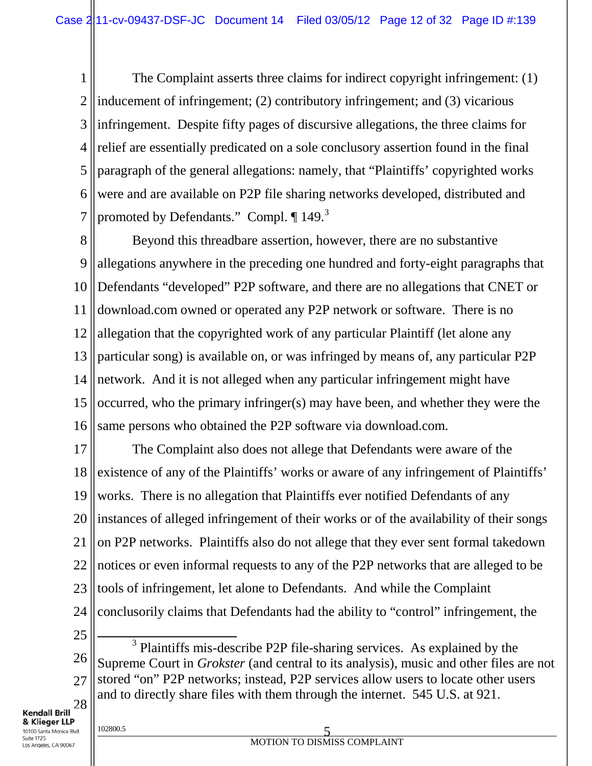The Complaint asserts three claims for indirect copyright infringement: (1) inducement of infringement; (2) contributory infringement; and (3) vicarious infringement. Despite fifty pages of discursive allegations, the three claims for relief are essentially predicated on a sole conclusory assertion found in the final paragraph of the general allegations: namely, that "Plaintiffs' copyrighted works were and are available on P2P file sharing networks developed, distributed and promoted by Defendants." Compl. ¶ 149.[3]

Beyond this threadbare assertion, however, there are no substantive allegations anywhere in the preceding one hundred and forty-eight paragraphs that Defendants "developed" P2P software, and there are no allegations that CNET or download.com owned or operated any P2P network or software. There is no allegation that the copyrighted work of any particular Plaintiff (let alone any particular song) is available on, or was infringed by means of, any particular P2P network. And it is not alleged when any particular infringement might have occurred, who the primary infringer(s) may have been, and whether they were the same persons who obtained the P2P software via download.com.

The Complaint also does not allege that Defendants were aware of the existence of any of the Plaintiffs' works or aware of any infringement of Plaintiffs' works. There is no allegation that Plaintiffs ever notified Defendants of any instances of alleged infringement of their works or of the availability of their songs on P2P networks. Plaintiffs also do not allege that they ever sent formal takedown notices or even informal requests to any of the P2P networks that are alleged to be tools of infringement, let alone to Defendants. And while the Complaint conclusorily claims that Defendants had the ability to "control" infringement, the

---

[3] Plaintiffs mis-describe P2P file-sharing services. As explained by the Supreme Court in *Grokster* (and central to its analysis), music and other files are not stored "on" P2P networks; instead, P2P services allow users to locate other users and to directly share files with them through the internet. 545 U.S. at 921.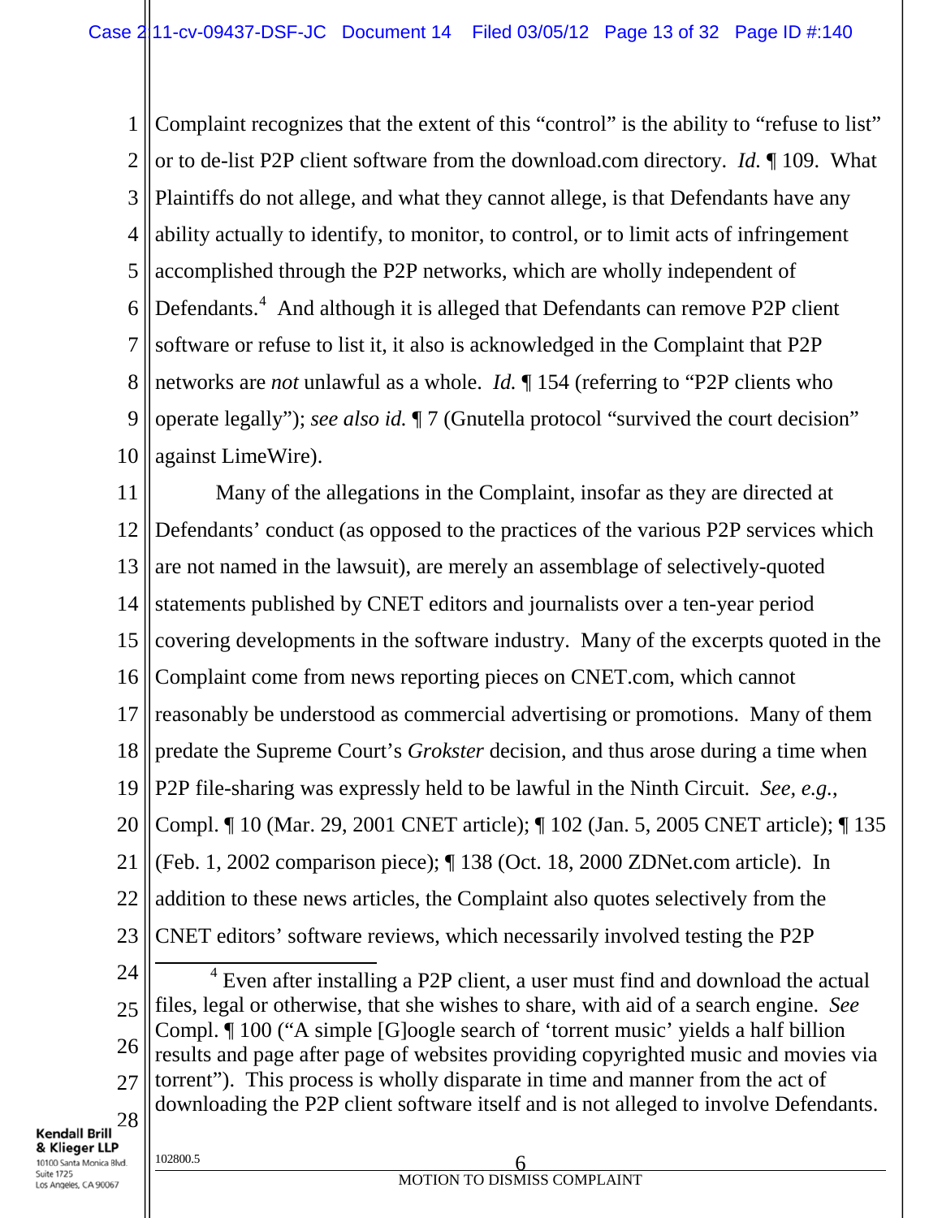Complaint recognizes that the extent of this "control" is the ability to "refuse to list" or to de-list P2P client software from the download.com directory. *Id.* ¶ 109. What Plaintiffs do not allege, and what they cannot allege, is that Defendants have any ability actually to identify, to monitor, to control, or to limit acts of infringement accomplished through the P2P networks, which are wholly independent of Defendants.[4] And although it is alleged that Defendants can remove P2P client software or refuse to list it, it also is acknowledged in the Complaint that P2P networks are *not* unlawful as a whole. *Id.* ¶ 154 (referring to "P2P clients who operate legally"); *see also id.* ¶ 7 (Gnutella protocol "survived the court decision" against LimeWire).

Many of the allegations in the Complaint, insofar as they are directed at Defendants' conduct (as opposed to the practices of the various P2P services which are not named in the lawsuit), are merely an assemblage of selectively-quoted statements published by CNET editors and journalists over a ten-year period covering developments in the software industry. Many of the excerpts quoted in the Complaint come from news reporting pieces on CNET.com, which cannot reasonably be understood as commercial advertising or promotions. Many of them predate the Supreme Court's *Grokster* decision, and thus arose during a time when P2P file-sharing was expressly held to be lawful in the Ninth Circuit. *See, e.g.*, Compl. ¶ 10 (Mar. 29, 2001 CNET article); ¶ 102 (Jan. 5, 2005 CNET article); ¶ 135 (Feb. 1, 2002 comparison piece); ¶ 138 (Oct. 18, 2000 ZDNet.com article). In addition to these news articles, the Complaint also quotes selectively from the CNET editors' software reviews, which necessarily involved testing the P2P

[4] Even after installing a P2P client, a user must find and download the actual files, legal or otherwise, that she wishes to share, with aid of a search engine. *See* Compl. ¶ 100 ("A simple [G]oogle search of 'torrent music' yields a half billion results and page after page of websites providing copyrighted music and movies via torrent"). This process is wholly disparate in time and manner from the act of downloading the P2P client software itself and is not alleged to involve Defendants.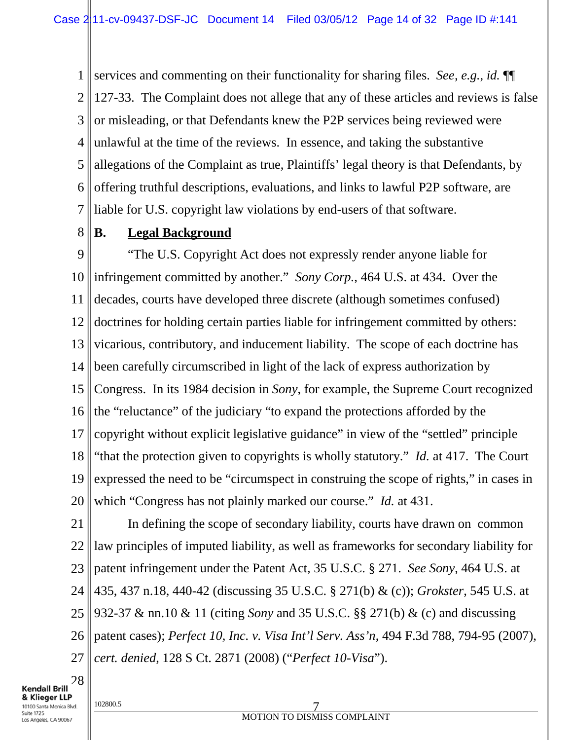services and commenting on their functionality for sharing files. *See, e.g.*, *id.* ¶¶ 127-33. The Complaint does not allege that any of these articles and reviews is false or misleading, or that Defendants knew the P2P services being reviewed were unlawful at the time of the reviews. In essence, and taking the substantive allegations of the Complaint as true, Plaintiffs' legal theory is that Defendants, by offering truthful descriptions, evaluations, and links to lawful P2P software, are liable for U.S. copyright law violations by end-users of that software.

### B. Legal Background

"The U.S. Copyright Act does not expressly render anyone liable for infringement committed by another." *Sony Corp.*, 464 U.S. at 434. Over the decades, courts have developed three discrete (although sometimes confused) doctrines for holding certain parties liable for infringement committed by others: vicarious, contributory, and inducement liability. The scope of each doctrine has been carefully circumscribed in light of the lack of express authorization by Congress. In its 1984 decision in *Sony*, for example, the Supreme Court recognized the "reluctance" of the judiciary "to expand the protections afforded by the copyright without explicit legislative guidance" in view of the "settled" principle "that the protection given to copyrights is wholly statutory." *Id.* at 417. The Court expressed the need to be "circumspect in construing the scope of rights," in cases in which "Congress has not plainly marked our course." *Id.* at 431.

In defining the scope of secondary liability, courts have drawn on common law principles of imputed liability, as well as frameworks for secondary liability for patent infringement under the Patent Act, 35 U.S.C. § 271. *See Sony*, 464 U.S. at 435, 437 n.18, 440-42 (discussing 35 U.S.C. § 271(b) & (c)); *Grokster*, 545 U.S. at 932-37 & nn.10 & 11 (citing *Sony* and 35 U.S.C. §§ 271(b) & (c) and discussing patent cases); *Perfect 10, Inc. v. Visa Int'l Serv. Ass'n*, 494 F.3d 788, 794-95 (2007), *cert. denied*, 128 S Ct. 2871 (2008) ("*Perfect 10-Visa*").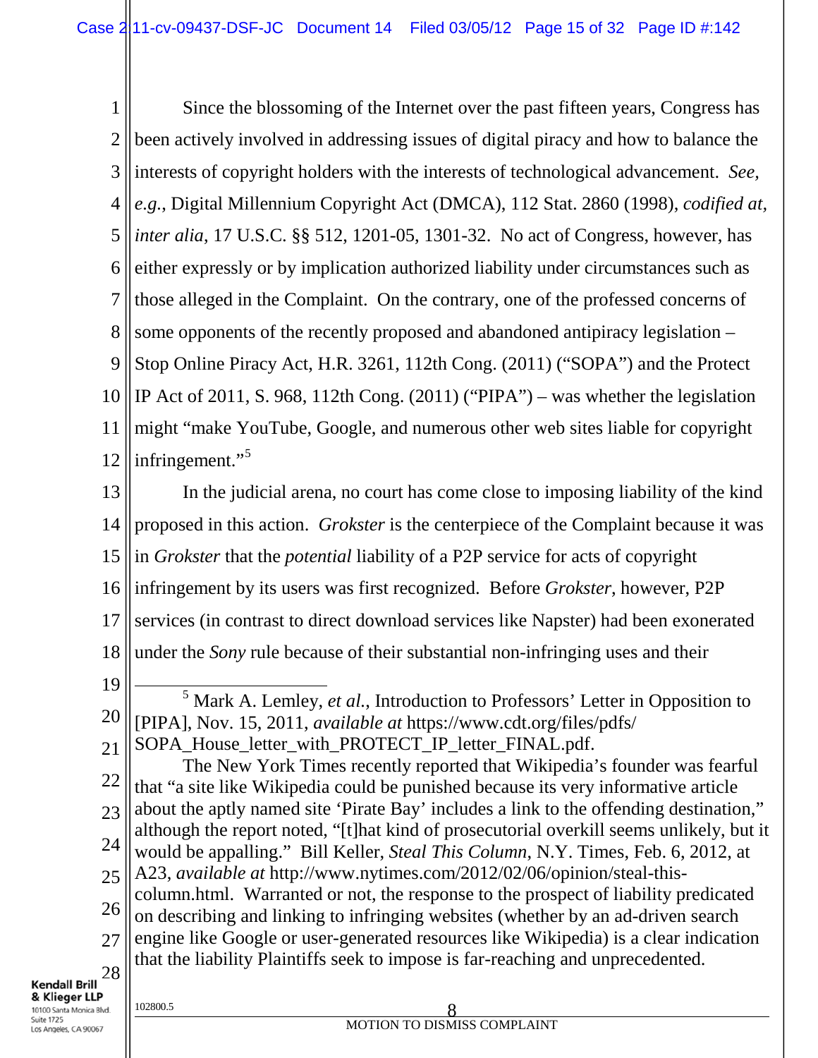Since the blossoming of the Internet over the past fifteen years, Congress has been actively involved in addressing issues of digital piracy and how to balance the interests of copyright holders with the interests of technological advancement. *See, e.g.*, Digital Millennium Copyright Act (DMCA), 112 Stat. 2860 (1998), *codified at, inter alia*, 17 U.S.C. §§ 512, 1201-05, 1301-32. No act of Congress, however, has either expressly or by implication authorized liability under circumstances such as those alleged in the Complaint. On the contrary, one of the professed concerns of some opponents of the recently proposed and abandoned antipiracy legislation – Stop Online Piracy Act, H.R. 3261, 112th Cong. (2011) ("SOPA") and the Protect IP Act of 2011, S. 968, 112th Cong. (2011) ("PIPA") – was whether the legislation might "make YouTube, Google, and numerous other web sites liable for copyright infringement."[5]

In the judicial arena, no court has come close to imposing liability of the kind proposed in this action. *Grokster* is the centerpiece of the Complaint because it was in *Grokster* that the *potential* liability of a P2P service for acts of copyright infringement by its users was first recognized. Before *Grokster*, however, P2P services (in contrast to direct download services like Napster) had been exonerated under the *Sony* rule because of their substantial non-infringing uses and their

---

[5] Mark A. Lemley, *et al.*, Introduction to Professors' Letter in Opposition to [PIPA], Nov. 15, 2011, *available at* https://www.cdt.org/files/pdfs/SOPA_House_letter_with_PROTECT_IP_letter_FINAL.pdf.

The New York Times recently reported that Wikipedia's founder was fearful that "a site like Wikipedia could be punished because its very informative article about the aptly named site 'Pirate Bay' includes a link to the offending destination," although the report noted, "[t]hat kind of prosecutorial overkill seems unlikely, but it would be appalling." Bill Keller, *Steal This Column*, N.Y. Times, Feb. 6, 2012, at A23, *available at* http://www.nytimes.com/2012/02/06/opinion/steal-this-column.html. Warranted or not, the response to the prospect of liability predicated on describing and linking to infringing websites (whether by an ad-driven search engine like Google or user-generated resources like Wikipedia) is a clear indication that the liability Plaintiffs seek to impose is far-reaching and unprecedented.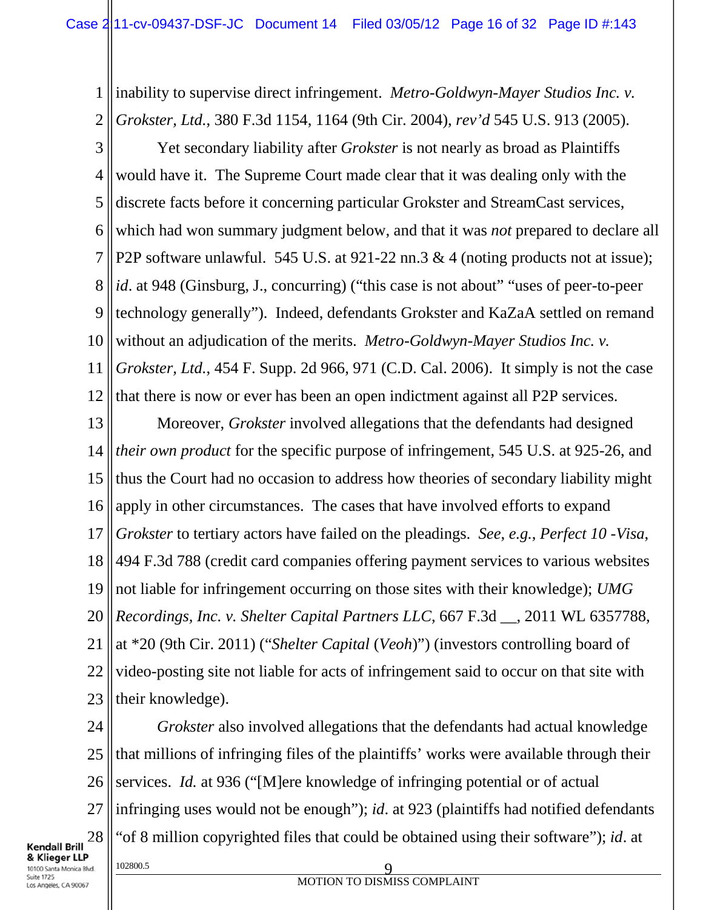inability to supervise direct infringement. *Metro-Goldwyn-Mayer Studios Inc. v. Grokster, Ltd.*, 380 F.3d 1154, 1164 (9th Cir. 2004), *rev'd* 545 U.S. 913 (2005).

Yet secondary liability after *Grokster* is not nearly as broad as Plaintiffs would have it. The Supreme Court made clear that it was dealing only with the discrete facts before it concerning particular Grokster and StreamCast services, which had won summary judgment below, and that it was *not* prepared to declare all P2P software unlawful. 545 U.S. at 921-22 nn.3 & 4 (noting products not at issue); *id*. at 948 (Ginsburg, J., concurring) ("this case is not about" "uses of peer-to-peer technology generally"). Indeed, defendants Grokster and KaZaA settled on remand without an adjudication of the merits. *Metro-Goldwyn-Mayer Studios Inc. v. Grokster, Ltd.*, 454 F. Supp. 2d 966, 971 (C.D. Cal. 2006). It simply is not the case that there is now or ever has been an open indictment against all P2P services.

Moreover, *Grokster* involved allegations that the defendants had designed *their own product* for the specific purpose of infringement, 545 U.S. at 925-26, and thus the Court had no occasion to address how theories of secondary liability might apply in other circumstances. The cases that have involved efforts to expand *Grokster* to tertiary actors have failed on the pleadings. *See, e.g.*, *Perfect 10 -Visa*, 494 F.3d 788 (credit card companies offering payment services to various websites not liable for infringement occurring on those sites with their knowledge); *UMG Recordings, Inc. v. Shelter Capital Partners LLC*, 667 F.3d __, 2011 WL 6357788, at *20 (9th Cir. 2011) ("*Shelter Capital* (*Veoh*)") (investors controlling board of video-posting site not liable for acts of infringement said to occur on that site with their knowledge).

*Grokster* also involved allegations that the defendants had actual knowledge that millions of infringing files of the plaintiffs' works were available through their services. *Id.* at 936 ("[M]ere knowledge of infringing potential or of actual infringing uses would not be enough"); *id*. at 923 (plaintiffs had notified defendants "of 8 million copyrighted files that could be obtained using their software"); *id*. at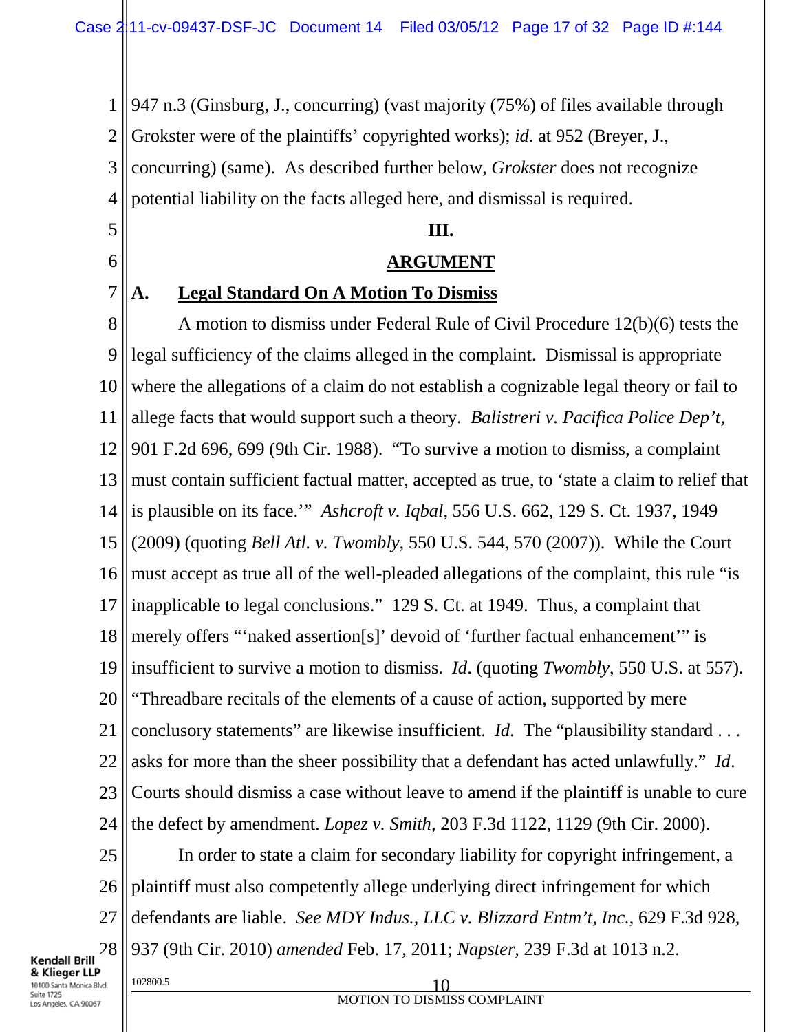947 n.3 (Ginsburg, J., concurring) (vast majority (75%) of files available through Grokster were of the plaintiffs' copyrighted works); *id*. at 952 (Breyer, J., concurring) (same). As described further below, *Grokster* does not recognize potential liability on the facts alleged here, and dismissal is required.

## III.

## ARGUMENT

### A. Legal Standard On A Motion To Dismiss

A motion to dismiss under Federal Rule of Civil Procedure 12(b)(6) tests the legal sufficiency of the claims alleged in the complaint. Dismissal is appropriate where the allegations of a claim do not establish a cognizable legal theory or fail to allege facts that would support such a theory. *Balistreri v. Pacifica Police Dep't*, 901 F.2d 696, 699 (9th Cir. 1988). "To survive a motion to dismiss, a complaint must contain sufficient factual matter, accepted as true, to 'state a claim to relief that is plausible on its face.'" *Ashcroft v. Iqbal*, 556 U.S. 662, 129 S. Ct. 1937, 1949 (2009) (quoting *Bell Atl. v. Twombly*, 550 U.S. 544, 570 (2007)). While the Court must accept as true all of the well-pleaded allegations of the complaint, this rule "is inapplicable to legal conclusions." 129 S. Ct. at 1949. Thus, a complaint that merely offers "'naked assertion[s]' devoid of 'further factual enhancement'" is insufficient to survive a motion to dismiss. *Id*. (quoting *Twombly*, 550 U.S. at 557). "Threadbare recitals of the elements of a cause of action, supported by mere conclusory statements" are likewise insufficient. *Id*. The "plausibility standard . . . asks for more than the sheer possibility that a defendant has acted unlawfully." *Id*. Courts should dismiss a case without leave to amend if the plaintiff is unable to cure the defect by amendment. *Lopez v. Smith*, 203 F.3d 1122, 1129 (9th Cir. 2000).

In order to state a claim for secondary liability for copyright infringement, a plaintiff must also competently allege underlying direct infringement for which defendants are liable. *See MDY Indus., LLC v. Blizzard Entm't, Inc.*, 629 F.3d 928, 937 (9th Cir. 2010) *amended* Feb. 17, 2011; *Napster*, 239 F.3d at 1013 n.2.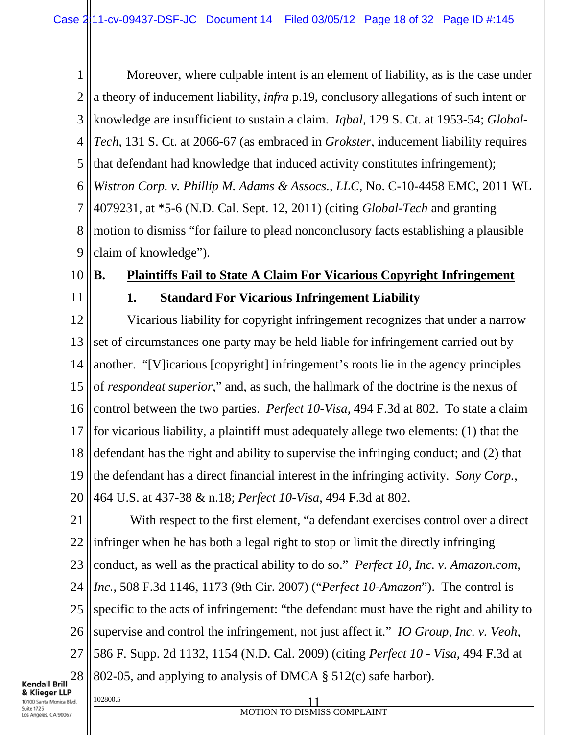Moreover, where culpable intent is an element of liability, as is the case under a theory of inducement liability, *infra* p.19, conclusory allegations of such intent or knowledge are insufficient to sustain a claim. *Iqbal*, 129 S. Ct. at 1953-54; *Global-Tech*, 131 S. Ct. at 2066-67 (as embraced in *Grokster*, inducement liability requires that defendant had knowledge that induced activity constitutes infringement); *Wistron Corp. v. Phillip M. Adams & Assocs., LLC*, No. C-10-4458 EMC, 2011 WL 4079231, at *5-6 (N.D. Cal. Sept. 12, 2011) (citing *Global-Tech* and granting motion to dismiss "for failure to plead nonconclusory facts establishing a plausible claim of knowledge").

## B. Plaintiffs Fail to State A Claim For Vicarious Copyright Infringement

### 1. Standard For Vicarious Infringement Liability

Vicarious liability for copyright infringement recognizes that under a narrow set of circumstances one party may be held liable for infringement carried out by another. "[V]icarious [copyright] infringement's roots lie in the agency principles of *respondeat superior*," and, as such, the hallmark of the doctrine is the nexus of control between the two parties. *Perfect 10-Visa*, 494 F.3d at 802. To state a claim for vicarious liability, a plaintiff must adequately allege two elements: (1) that the defendant has the right and ability to supervise the infringing conduct; and (2) that the defendant has a direct financial interest in the infringing activity. *Sony Corp.*, 464 U.S. at 437-38 & n.18; *Perfect 10-Visa*, 494 F.3d at 802.

With respect to the first element, "a defendant exercises control over a direct infringer when he has both a legal right to stop or limit the directly infringing conduct, as well as the practical ability to do so." *Perfect 10, Inc. v. Amazon.com, Inc.*, 508 F.3d 1146, 1173 (9th Cir. 2007) ("*Perfect 10-Amazon*"). The control is specific to the acts of infringement: "the defendant must have the right and ability to supervise and control the infringement, not just affect it." *IO Group, Inc. v. Veoh*, 586 F. Supp. 2d 1132, 1154 (N.D. Cal. 2009) (citing *Perfect 10 - Visa*, 494 F.3d at 802-05, and applying to analysis of DMCA § 512(c) safe harbor).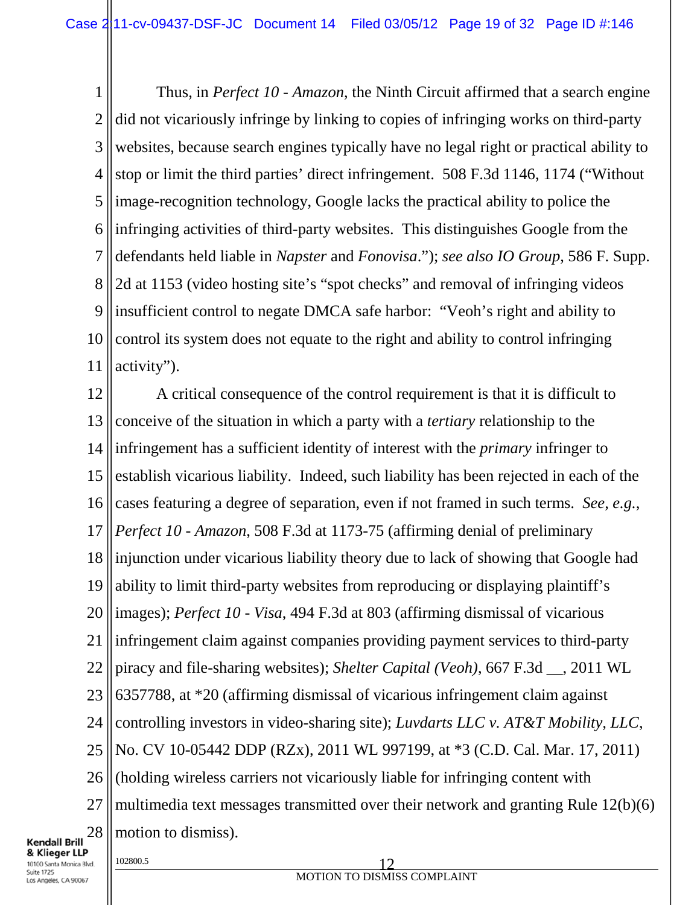Thus, in *Perfect 10 - Amazon,* the Ninth Circuit affirmed that a search engine did not vicariously infringe by linking to copies of infringing works on third-party websites, because search engines typically have no legal right or practical ability to stop or limit the third parties' direct infringement. 508 F.3d 1146, 1174 ("Without image-recognition technology, Google lacks the practical ability to police the infringing activities of third-party websites. This distinguishes Google from the defendants held liable in *Napster* and *Fonovisa*."); *see also IO Group*, 586 F. Supp. 2d at 1153 (video hosting site's "spot checks" and removal of infringing videos insufficient control to negate DMCA safe harbor: "Veoh's right and ability to control its system does not equate to the right and ability to control infringing activity").

A critical consequence of the control requirement is that it is difficult to conceive of the situation in which a party with a *tertiary* relationship to the infringement has a sufficient identity of interest with the *primary* infringer to establish vicarious liability. Indeed, such liability has been rejected in each of the cases featuring a degree of separation, even if not framed in such terms. *See, e.g.*, *Perfect 10 - Amazon*, 508 F.3d at 1173-75 (affirming denial of preliminary injunction under vicarious liability theory due to lack of showing that Google had ability to limit third-party websites from reproducing or displaying plaintiff's images); *Perfect 10 - Visa*, 494 F.3d at 803 (affirming dismissal of vicarious infringement claim against companies providing payment services to third-party piracy and file-sharing websites); *Shelter Capital (Veoh)*, 667 F.3d __, 2011 WL 6357788, at *20 (affirming dismissal of vicarious infringement claim against controlling investors in video-sharing site); *Luvdarts LLC v. AT&T Mobility, LLC*, No. CV 10-05442 DDP (RZx), 2011 WL 997199, at *3 (C.D. Cal. Mar. 17, 2011) (holding wireless carriers not vicariously liable for infringing content with multimedia text messages transmitted over their network and granting Rule 12(b)(6) motion to dismiss).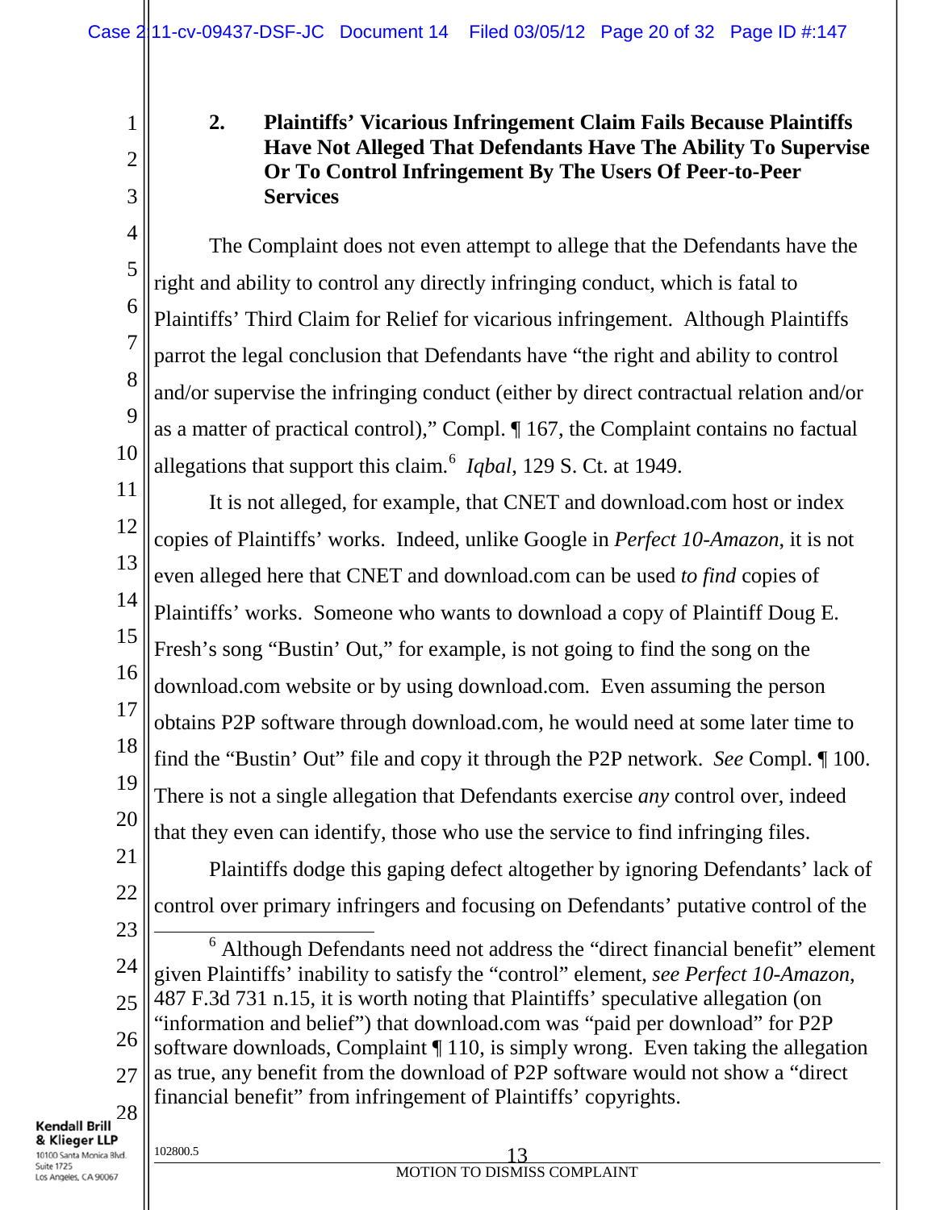### 2. Plaintiffs' Vicarious Infringement Claim Fails Because Plaintiffs Have Not Alleged That Defendants Have The Ability To Supervise Or To Control Infringement By The Users Of Peer-to-Peer Services

The Complaint does not even attempt to allege that the Defendants have the right and ability to control any directly infringing conduct, which is fatal to Plaintiffs' Third Claim for Relief for vicarious infringement. Although Plaintiffs parrot the legal conclusion that Defendants have "the right and ability to control and/or supervise the infringing conduct (either by direct contractual relation and/or as a matter of practical control)," Compl. ¶ 167, the Complaint contains no factual allegations that support this claim.[6] *Iqbal*, 129 S. Ct. at 1949.

It is not alleged, for example, that CNET and download.com host or index copies of Plaintiffs' works. Indeed, unlike Google in *Perfect 10-Amazon*, it is not even alleged here that CNET and download.com can be used *to find* copies of Plaintiffs' works. Someone who wants to download a copy of Plaintiff Doug E. Fresh's song "Bustin' Out," for example, is not going to find the song on the download.com website or by using download.com. Even assuming the person obtains P2P software through download.com, he would need at some later time to find the "Bustin' Out" file and copy it through the P2P network. *See* Compl. ¶ 100. There is not a single allegation that Defendants exercise *any* control over, indeed that they even can identify, those who use the service to find infringing files.

Plaintiffs dodge this gaping defect altogether by ignoring Defendants' lack of control over primary infringers and focusing on Defendants' putative control of the

---

[6] Although Defendants need not address the "direct financial benefit" element given Plaintiffs' inability to satisfy the "control" element, *see Perfect 10-Amazon*, 487 F.3d 731 n.15, it is worth noting that Plaintiffs' speculative allegation (on "information and belief") that download.com was "paid per download" for P2P software downloads, Complaint ¶ 110, is simply wrong. Even taking the allegation as true, any benefit from the download of P2P software would not show a "direct financial benefit" from infringement of Plaintiffs' copyrights.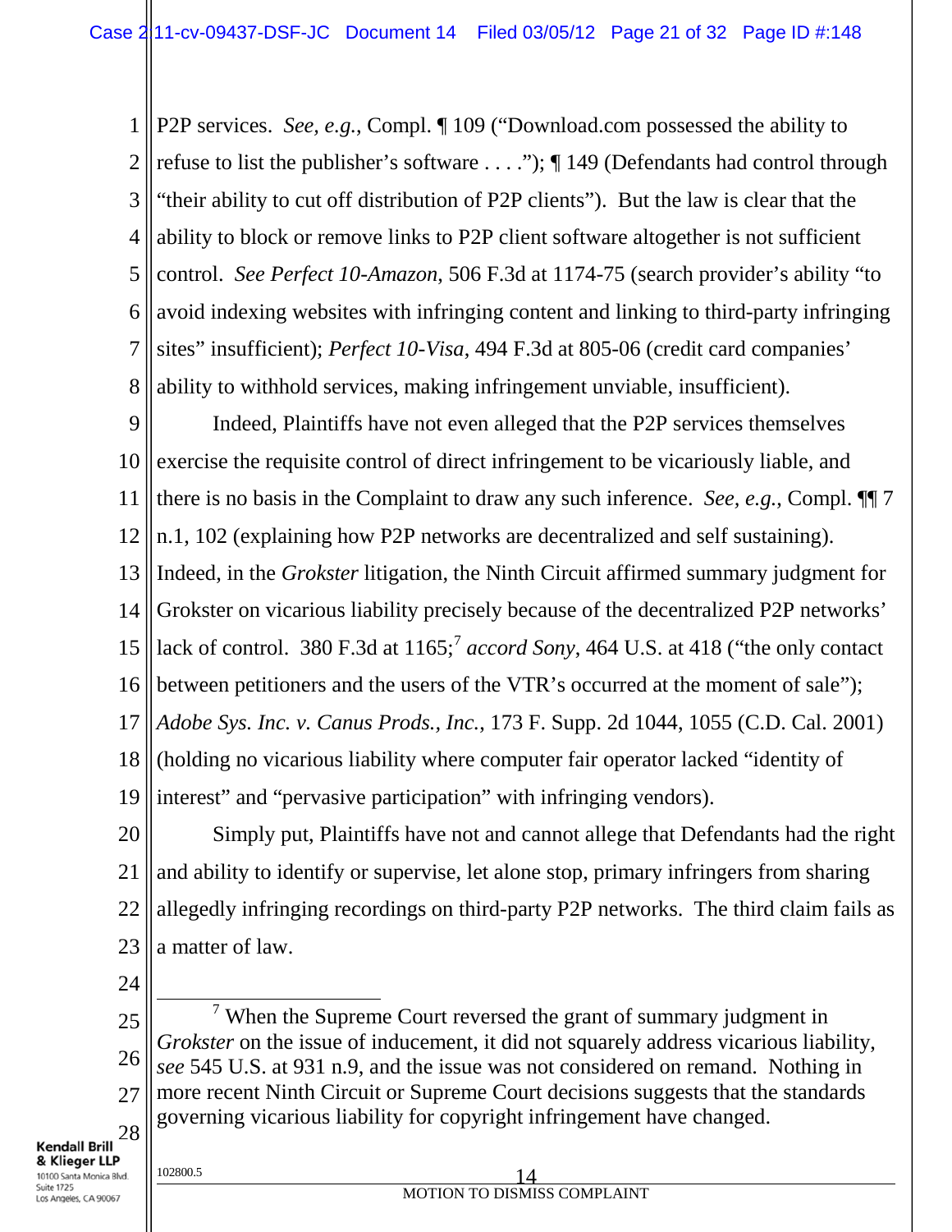P2P services. *See, e.g.*, Compl. ¶ 109 ("Download.com possessed the ability to refuse to list the publisher's software . . . ."); ¶ 149 (Defendants had control through "their ability to cut off distribution of P2P clients"). But the law is clear that the ability to block or remove links to P2P client software altogether is not sufficient control. *See Perfect 10-Amazon*, 506 F.3d at 1174-75 (search provider's ability "to avoid indexing websites with infringing content and linking to third-party infringing sites" insufficient); *Perfect 10-Visa*, 494 F.3d at 805-06 (credit card companies' ability to withhold services, making infringement unviable, insufficient).

Indeed, Plaintiffs have not even alleged that the P2P services themselves exercise the requisite control of direct infringement to be vicariously liable, and there is no basis in the Complaint to draw any such inference. *See, e.g.*, Compl. ¶¶ 7 n.1, 102 (explaining how P2P networks are decentralized and self sustaining). Indeed, in the *Grokster* litigation, the Ninth Circuit affirmed summary judgment for Grokster on vicarious liability precisely because of the decentralized P2P networks' lack of control. 380 F.3d at 1165;[7] *accord Sony*, 464 U.S. at 418 ("the only contact between petitioners and the users of the VTR's occurred at the moment of sale"); *Adobe Sys. Inc. v. Canus Prods., Inc.*, 173 F. Supp. 2d 1044, 1055 (C.D. Cal. 2001) (holding no vicarious liability where computer fair operator lacked "identity of interest" and "pervasive participation" with infringing vendors).

Simply put, Plaintiffs have not and cannot allege that Defendants had the right and ability to identify or supervise, let alone stop, primary infringers from sharing allegedly infringing recordings on third-party P2P networks. The third claim fails as a matter of law.

---

[7] When the Supreme Court reversed the grant of summary judgment in *Grokster* on the issue of inducement, it did not squarely address vicarious liability, *see* 545 U.S. at 931 n.9, and the issue was not considered on remand. Nothing in more recent Ninth Circuit or Supreme Court decisions suggests that the standards governing vicarious liability for copyright infringement have changed.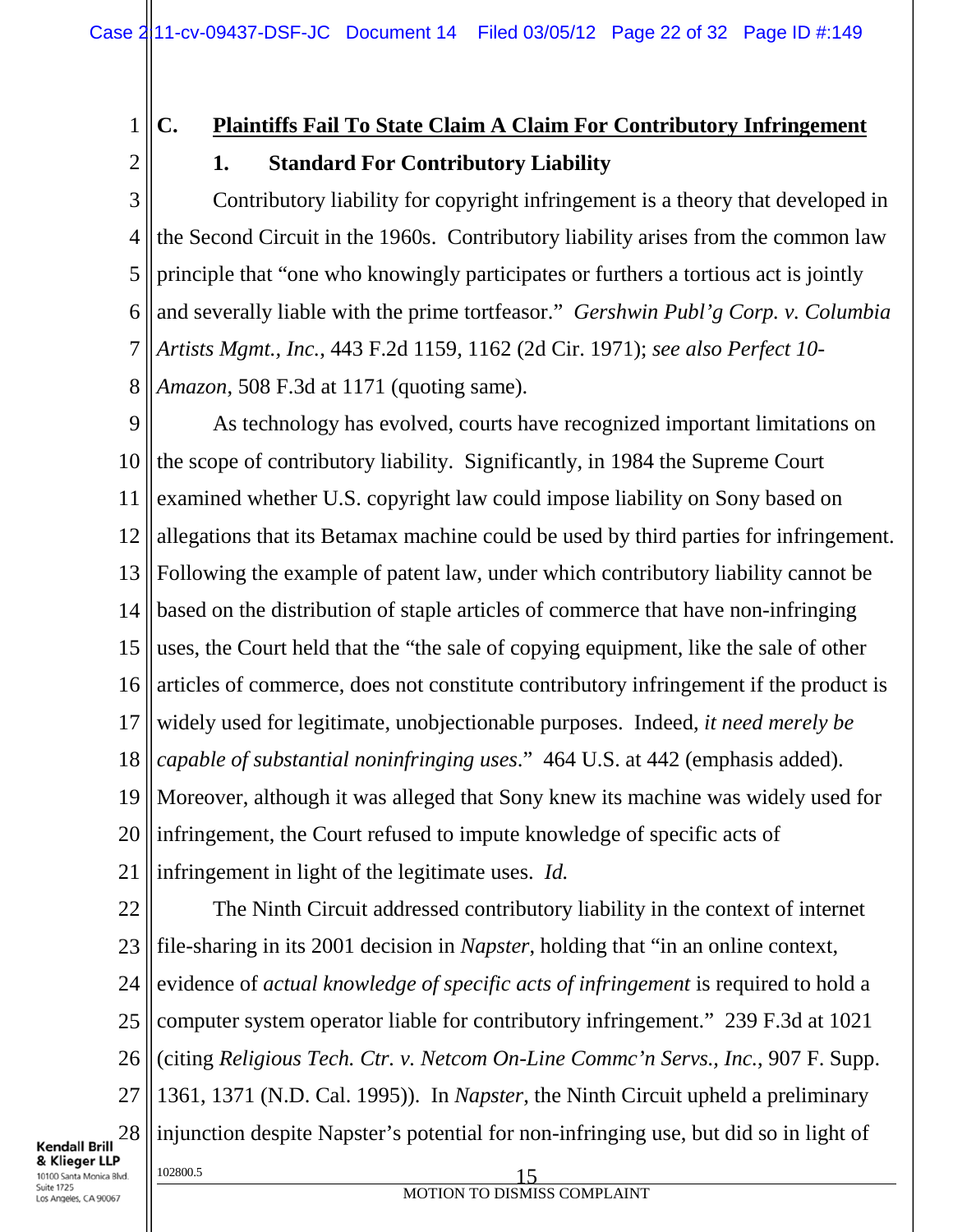## C. Plaintiffs Fail To State Claim A Claim For Contributory Infringement

### 1. Standard For Contributory Liability

Contributory liability for copyright infringement is a theory that developed in the Second Circuit in the 1960s. Contributory liability arises from the common law principle that "one who knowingly participates or furthers a tortious act is jointly and severally liable with the prime tortfeasor." *Gershwin Publ'g Corp. v. Columbia Artists Mgmt., Inc.*, 443 F.2d 1159, 1162 (2d Cir. 1971); *see also Perfect 10-Amazon*, 508 F.3d at 1171 (quoting same).

As technology has evolved, courts have recognized important limitations on the scope of contributory liability. Significantly, in 1984 the Supreme Court examined whether U.S. copyright law could impose liability on Sony based on allegations that its Betamax machine could be used by third parties for infringement. Following the example of patent law, under which contributory liability cannot be based on the distribution of staple articles of commerce that have non-infringing uses, the Court held that the "the sale of copying equipment, like the sale of other articles of commerce, does not constitute contributory infringement if the product is widely used for legitimate, unobjectionable purposes. Indeed, *it need merely be capable of substantial noninfringing uses*." 464 U.S. at 442 (emphasis added). Moreover, although it was alleged that Sony knew its machine was widely used for infringement, the Court refused to impute knowledge of specific acts of infringement in light of the legitimate uses. *Id.*

The Ninth Circuit addressed contributory liability in the context of internet file-sharing in its 2001 decision in *Napster*, holding that "in an online context, evidence of *actual knowledge of specific acts of infringement* is required to hold a computer system operator liable for contributory infringement." 239 F.3d at 1021 (citing *Religious Tech. Ctr. v. Netcom On-Line Commc'n Servs., Inc.*, 907 F. Supp. 1361, 1371 (N.D. Cal. 1995)). In *Napster*, the Ninth Circuit upheld a preliminary injunction despite Napster's potential for non-infringing use, but did so in light of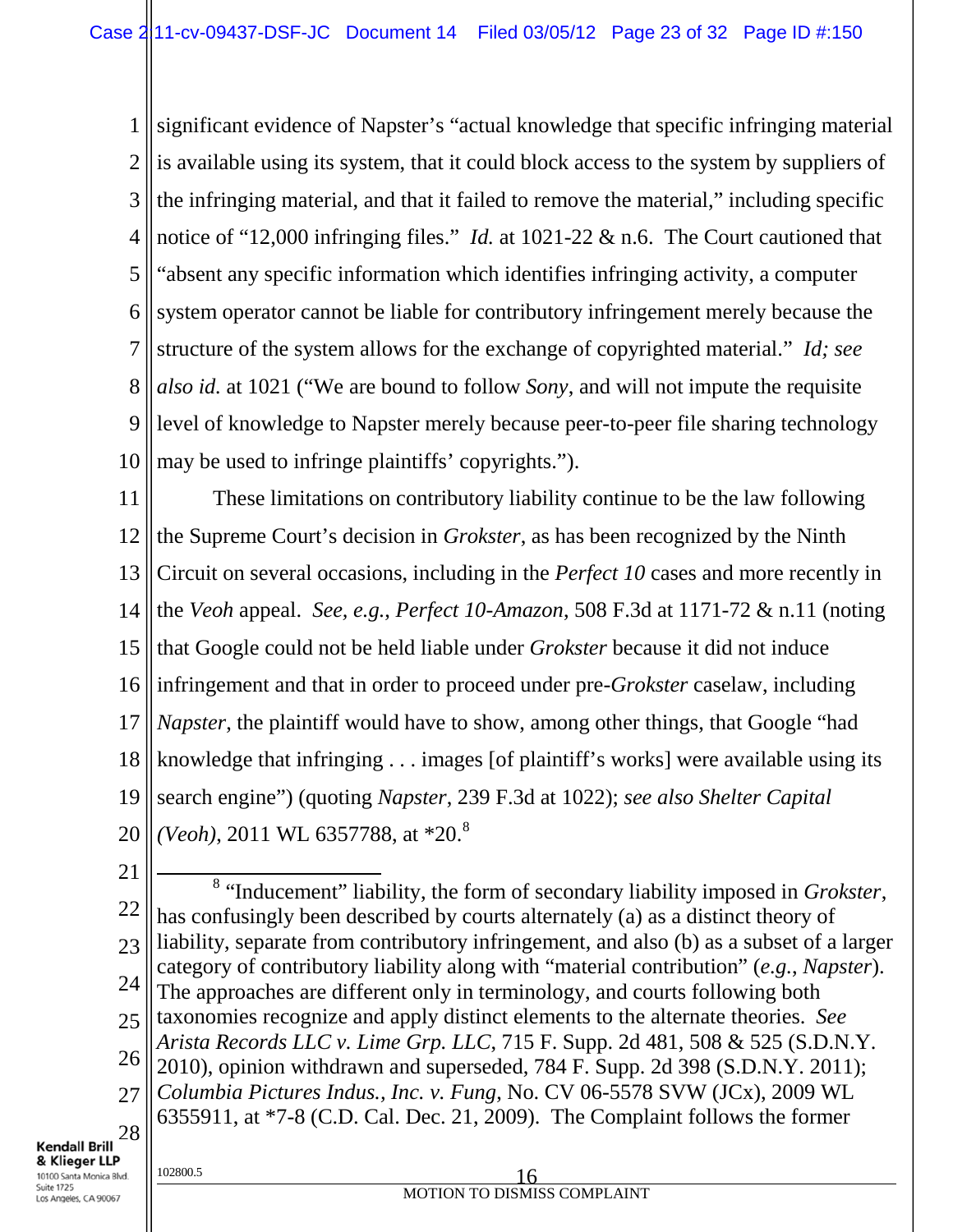significant evidence of Napster's "actual knowledge that specific infringing material is available using its system, that it could block access to the system by suppliers of the infringing material, and that it failed to remove the material," including specific notice of "12,000 infringing files." *Id.* at 1021-22 & n.6. The Court cautioned that "absent any specific information which identifies infringing activity, a computer system operator cannot be liable for contributory infringement merely because the structure of the system allows for the exchange of copyrighted material." *Id; see also id.* at 1021 ("We are bound to follow *Sony*, and will not impute the requisite level of knowledge to Napster merely because peer-to-peer file sharing technology may be used to infringe plaintiffs' copyrights.").

These limitations on contributory liability continue to be the law following the Supreme Court's decision in *Grokster*, as has been recognized by the Ninth Circuit on several occasions, including in the *Perfect 10* cases and more recently in the *Veoh* appeal. *See, e.g., Perfect 10-Amazon*, 508 F.3d at 1171-72 & n.11 (noting that Google could not be held liable under *Grokster* because it did not induce infringement and that in order to proceed under pre-*Grokster* caselaw, including *Napster*, the plaintiff would have to show, among other things, that Google "had knowledge that infringing . . . images [of plaintiff's works] were available using its search engine") (quoting *Napster*, 239 F.3d at 1022); *see also Shelter Capital (Veoh)*, 2011 WL 6357788, at *20.[8]

[8] "Inducement" liability, the form of secondary liability imposed in *Grokster*, has confusingly been described by courts alternately (a) as a distinct theory of liability, separate from contributory infringement, and also (b) as a subset of a larger category of contributory liability along with "material contribution" (*e.g., Napster*). The approaches are different only in terminology, and courts following both taxonomies recognize and apply distinct elements to the alternate theories. *See Arista Records LLC v. Lime Grp. LLC*, 715 F. Supp. 2d 481, 508 & 525 (S.D.N.Y. 2010), opinion withdrawn and superseded, 784 F. Supp. 2d 398 (S.D.N.Y. 2011); *Columbia Pictures Indus., Inc. v. Fung*, No. CV 06-5578 SVW (JCx), 2009 WL 6355911, at *7-8 (C.D. Cal. Dec. 21, 2009). The Complaint follows the former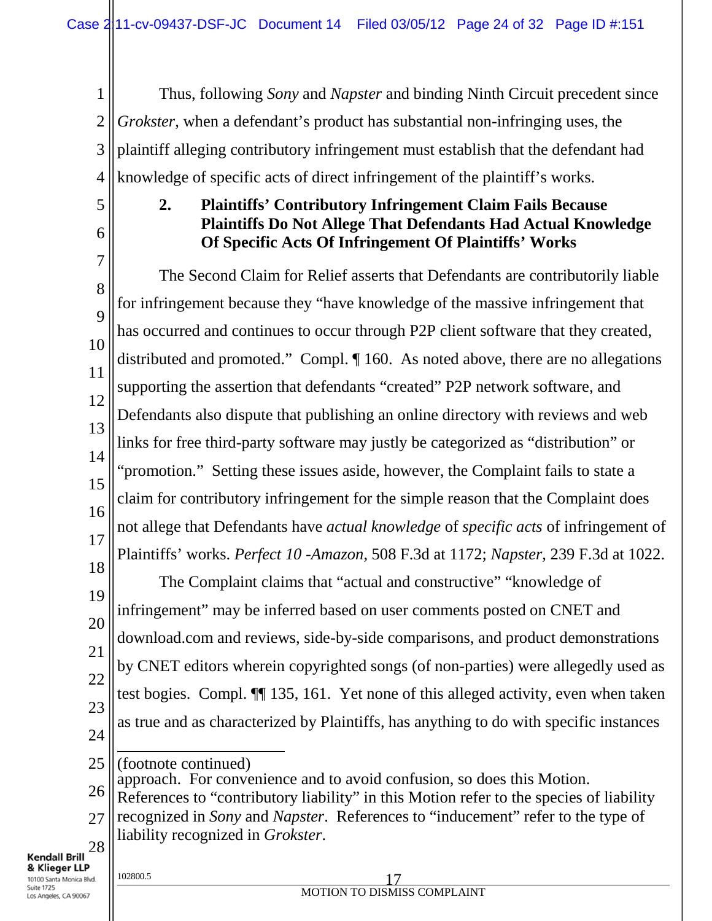Thus, following *Sony* and *Napster* and binding Ninth Circuit precedent since *Grokster*, when a defendant's product has substantial non-infringing uses, the plaintiff alleging contributory infringement must establish that the defendant had knowledge of specific acts of direct infringement of the plaintiff's works.

**2. Plaintiffs' Contributory Infringement Claim Fails Because Plaintiffs Do Not Allege That Defendants Had Actual Knowledge Of Specific Acts Of Infringement Of Plaintiffs' Works**

The Second Claim for Relief asserts that Defendants are contributorily liable for infringement because they "have knowledge of the massive infringement that has occurred and continues to occur through P2P client software that they created, distributed and promoted." Compl. ¶ 160. As noted above, there are no allegations supporting the assertion that defendants "created" P2P network software, and Defendants also dispute that publishing an online directory with reviews and web links for free third-party software may justly be categorized as "distribution" or "promotion." Setting these issues aside, however, the Complaint fails to state a claim for contributory infringement for the simple reason that the Complaint does not allege that Defendants have *actual knowledge* of *specific acts* of infringement of Plaintiffs' works. *Perfect 10 -Amazon*, 508 F.3d at 1172; *Napster*, 239 F.3d at 1022.

The Complaint claims that "actual and constructive" "knowledge of infringement" may be inferred based on user comments posted on CNET and download.com and reviews, side-by-side comparisons, and product demonstrations by CNET editors wherein copyrighted songs (of non-parties) were allegedly used as test bogies. Compl. ¶¶ 135, 161. Yet none of this alleged activity, even when taken as true and as characterized by Plaintiffs, has anything to do with specific instances

---

(footnote continued)
approach. For convenience and to avoid confusion, so does this Motion. References to "contributory liability" in this Motion refer to the species of liability recognized in *Sony* and *Napster*. References to "inducement" refer to the type of liability recognized in *Grokster*.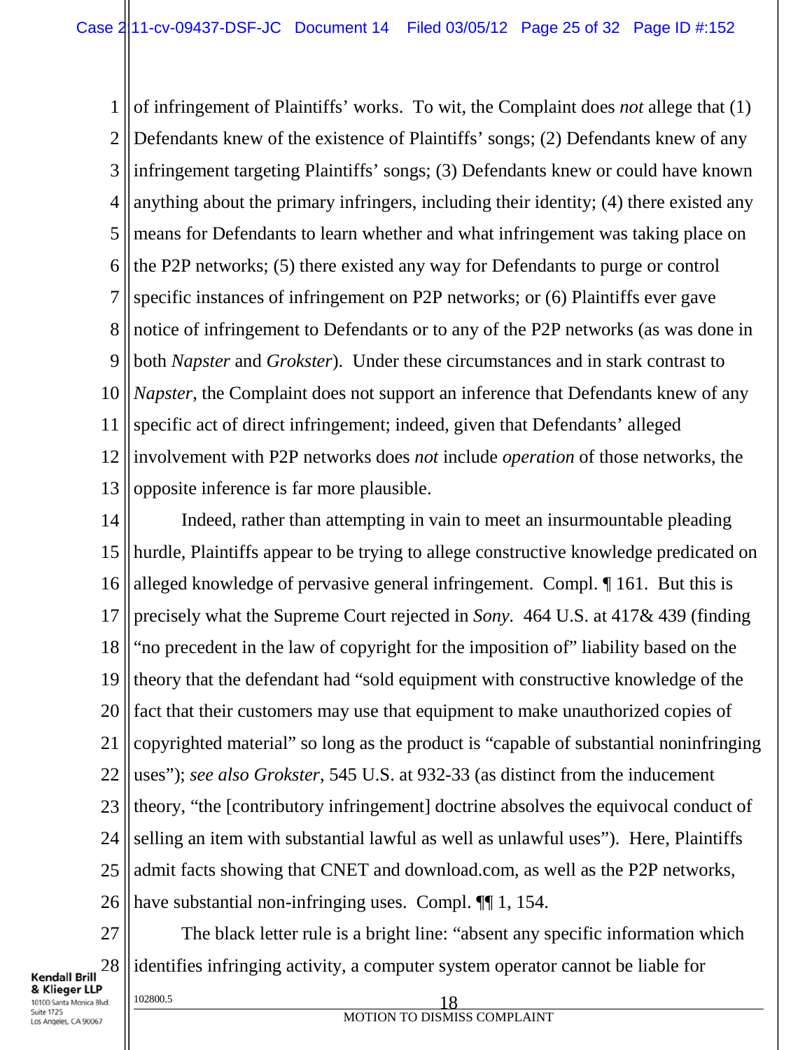of infringement of Plaintiffs' works. To wit, the Complaint does *not* allege that (1) Defendants knew of the existence of Plaintiffs' songs; (2) Defendants knew of any infringement targeting Plaintiffs' songs; (3) Defendants knew or could have known anything about the primary infringers, including their identity; (4) there existed any means for Defendants to learn whether and what infringement was taking place on the P2P networks; (5) there existed any way for Defendants to purge or control specific instances of infringement on P2P networks; or (6) Plaintiffs ever gave notice of infringement to Defendants or to any of the P2P networks (as was done in both *Napster* and *Grokster*). Under these circumstances and in stark contrast to *Napster*, the Complaint does not support an inference that Defendants knew of any specific act of direct infringement; indeed, given that Defendants' alleged involvement with P2P networks does *not* include *operation* of those networks, the opposite inference is far more plausible.

Indeed, rather than attempting in vain to meet an insurmountable pleading hurdle, Plaintiffs appear to be trying to allege constructive knowledge predicated on alleged knowledge of pervasive general infringement. Compl. ¶ 161. But this is precisely what the Supreme Court rejected in *Sony*. 464 U.S. at 417& 439 (finding "no precedent in the law of copyright for the imposition of" liability based on the theory that the defendant had "sold equipment with constructive knowledge of the fact that their customers may use that equipment to make unauthorized copies of copyrighted material" so long as the product is "capable of substantial noninfringing uses"); *see also Grokster*, 545 U.S. at 932-33 (as distinct from the inducement theory, "the [contributory infringement] doctrine absolves the equivocal conduct of selling an item with substantial lawful as well as unlawful uses"). Here, Plaintiffs admit facts showing that CNET and download.com, as well as the P2P networks, have substantial non-infringing uses. Compl. ¶¶ 1, 154.

The black letter rule is a bright line: "absent any specific information which identifies infringing activity, a computer system operator cannot be liable for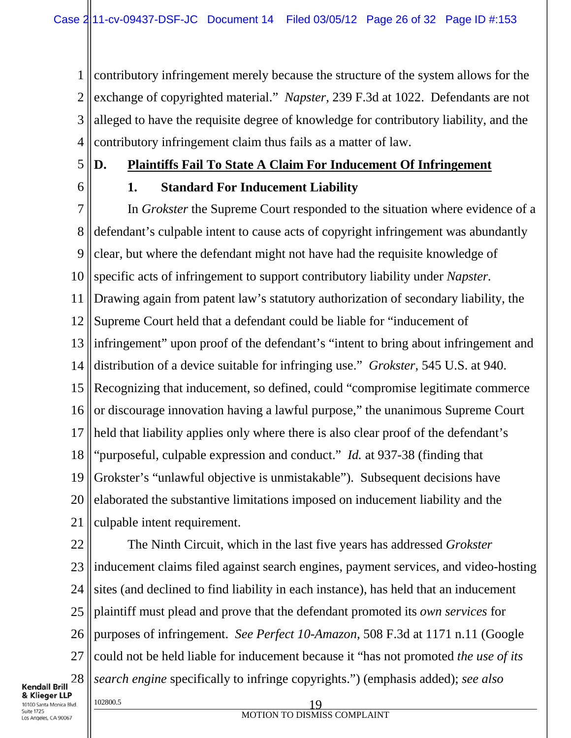contributory infringement merely because the structure of the system allows for the exchange of copyrighted material." *Napster*, 239 F.3d at 1022. Defendants are not alleged to have the requisite degree of knowledge for contributory liability, and the contributory infringement claim thus fails as a matter of law.

## D. Plaintiffs Fail To State A Claim For Inducement Of Infringement

### 1. Standard For Inducement Liability

In *Grokster* the Supreme Court responded to the situation where evidence of a defendant's culpable intent to cause acts of copyright infringement was abundantly clear, but where the defendant might not have had the requisite knowledge of specific acts of infringement to support contributory liability under *Napster.* Drawing again from patent law's statutory authorization of secondary liability, the Supreme Court held that a defendant could be liable for "inducement of infringement" upon proof of the defendant's "intent to bring about infringement and distribution of a device suitable for infringing use." *Grokster*, 545 U.S. at 940. Recognizing that inducement, so defined, could "compromise legitimate commerce or discourage innovation having a lawful purpose," the unanimous Supreme Court held that liability applies only where there is also clear proof of the defendant's "purposeful, culpable expression and conduct." *Id.* at 937-38 (finding that Grokster's "unlawful objective is unmistakable"). Subsequent decisions have elaborated the substantive limitations imposed on inducement liability and the culpable intent requirement.

The Ninth Circuit, which in the last five years has addressed *Grokster* inducement claims filed against search engines, payment services, and video-hosting sites (and declined to find liability in each instance), has held that an inducement plaintiff must plead and prove that the defendant promoted its *own services* for purposes of infringement. *See Perfect 10-Amazon*, 508 F.3d at 1171 n.11 (Google could not be held liable for inducement because it "has not promoted *the use of its search engine* specifically to infringe copyrights.") (emphasis added); *see also*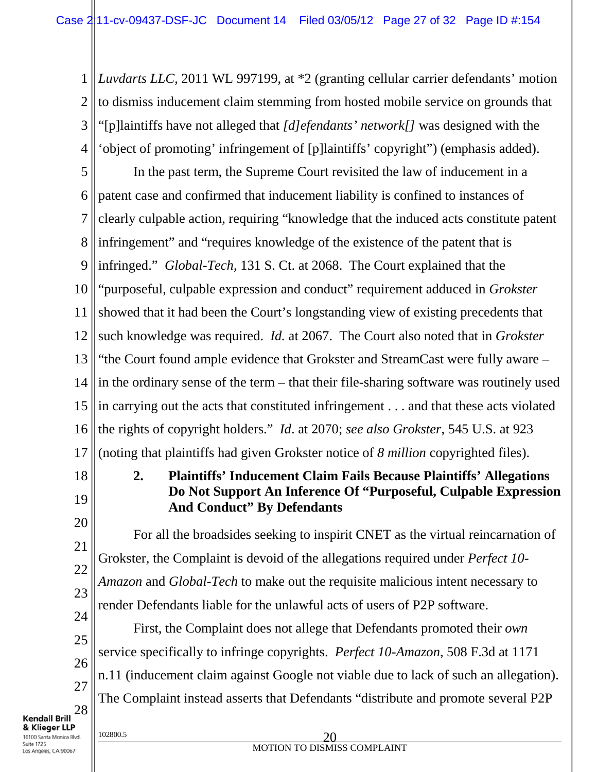*Luvdarts LLC*, 2011 WL 997199, at *2 (granting cellular carrier defendants' motion to dismiss inducement claim stemming from hosted mobile service on grounds that "[p]laintiffs have not alleged that *[d]efendants' network[]* was designed with the 'object of promoting' infringement of [p]laintiffs' copyright") (emphasis added).

In the past term, the Supreme Court revisited the law of inducement in a patent case and confirmed that inducement liability is confined to instances of clearly culpable action, requiring "knowledge that the induced acts constitute patent infringement" and "requires knowledge of the existence of the patent that is infringed." *Global-Tech*, 131 S. Ct. at 2068. The Court explained that the "purposeful, culpable expression and conduct" requirement adduced in *Grokster* showed that it had been the Court's longstanding view of existing precedents that such knowledge was required. *Id.* at 2067. The Court also noted that in *Grokster* "the Court found ample evidence that Grokster and StreamCast were fully aware – in the ordinary sense of the term – that their file-sharing software was routinely used in carrying out the acts that constituted infringement . . . and that these acts violated the rights of copyright holders." *Id*. at 2070; *see also Grokster*, 545 U.S. at 923 (noting that plaintiffs had given Grokster notice of *8 million* copyrighted files).

### 2. Plaintiffs' Inducement Claim Fails Because Plaintiffs' Allegations Do Not Support An Inference Of "Purposeful, Culpable Expression And Conduct" By Defendants

For all the broadsides seeking to inspirit CNET as the virtual reincarnation of Grokster, the Complaint is devoid of the allegations required under *Perfect 10-Amazon* and *Global-Tech* to make out the requisite malicious intent necessary to render Defendants liable for the unlawful acts of users of P2P software.

First, the Complaint does not allege that Defendants promoted their *own* service specifically to infringe copyrights. *Perfect 10-Amazon*, 508 F.3d at 1171 n.11 (inducement claim against Google not viable due to lack of such an allegation). The Complaint instead asserts that Defendants "distribute and promote several P2P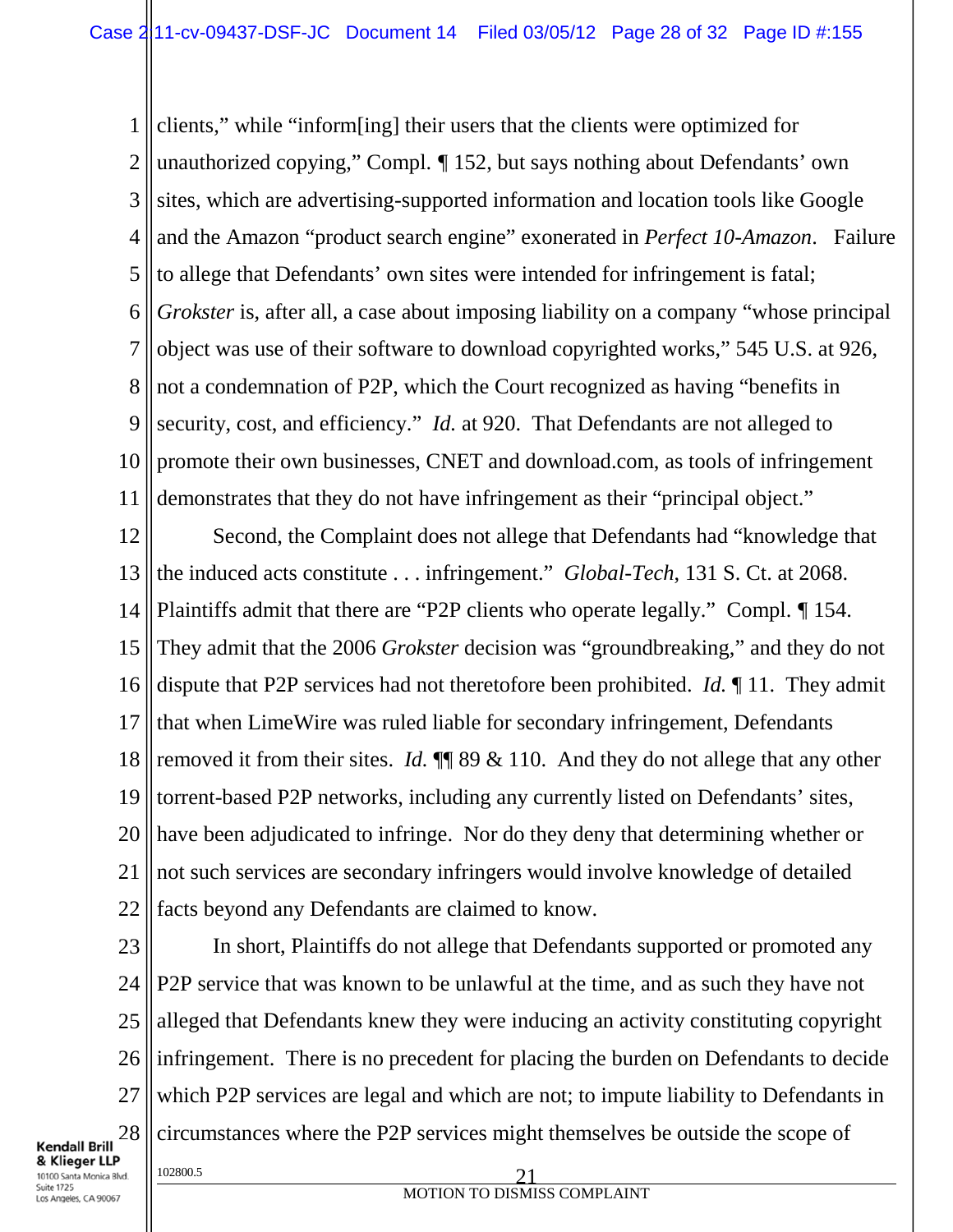clients," while "inform[ing] their users that the clients were optimized for unauthorized copying," Compl. ¶ 152, but says nothing about Defendants' own sites, which are advertising-supported information and location tools like Google and the Amazon "product search engine" exonerated in *Perfect 10-Amazon*. Failure to allege that Defendants' own sites were intended for infringement is fatal; *Grokster* is, after all, a case about imposing liability on a company "whose principal object was use of their software to download copyrighted works," 545 U.S. at 926, not a condemnation of P2P, which the Court recognized as having "benefits in security, cost, and efficiency." *Id.* at 920. That Defendants are not alleged to promote their own businesses, CNET and download.com, as tools of infringement demonstrates that they do not have infringement as their "principal object."

Second, the Complaint does not allege that Defendants had "knowledge that the induced acts constitute . . . infringement." *Global-Tech*, 131 S. Ct. at 2068. Plaintiffs admit that there are "P2P clients who operate legally." Compl. ¶ 154. They admit that the 2006 *Grokster* decision was "groundbreaking," and they do not dispute that P2P services had not theretofore been prohibited. *Id.* ¶ 11. They admit that when LimeWire was ruled liable for secondary infringement, Defendants removed it from their sites. *Id.* ¶¶ 89 & 110. And they do not allege that any other torrent-based P2P networks, including any currently listed on Defendants' sites, have been adjudicated to infringe. Nor do they deny that determining whether or not such services are secondary infringers would involve knowledge of detailed facts beyond any Defendants are claimed to know.

In short, Plaintiffs do not allege that Defendants supported or promoted any P2P service that was known to be unlawful at the time, and as such they have not alleged that Defendants knew they were inducing an activity constituting copyright infringement. There is no precedent for placing the burden on Defendants to decide which P2P services are legal and which are not; to impute liability to Defendants in circumstances where the P2P services might themselves be outside the scope of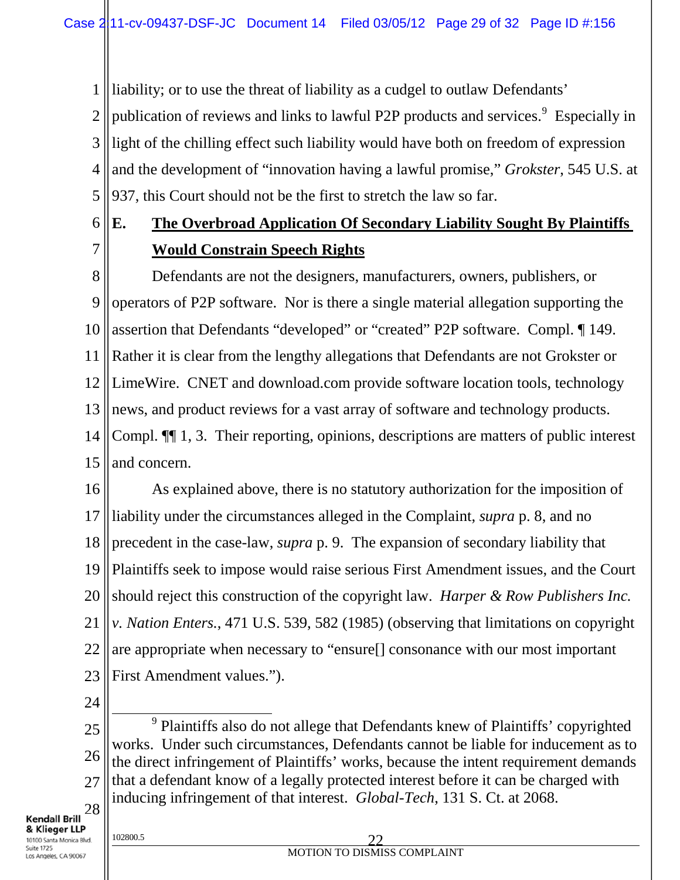liability; or to use the threat of liability as a cudgel to outlaw Defendants' publication of reviews and links to lawful P2P products and services.[9] Especially in light of the chilling effect such liability would have both on freedom of expression and the development of "innovation having a lawful promise," *Grokster*, 545 U.S. at 937, this Court should not be the first to stretch the law so far.

## E. The Overbroad Application Of Secondary Liability Sought By Plaintiffs Would Constrain Speech Rights

Defendants are not the designers, manufacturers, owners, publishers, or operators of P2P software. Nor is there a single material allegation supporting the assertion that Defendants "developed" or "created" P2P software. Compl. ¶ 149. Rather it is clear from the lengthy allegations that Defendants are not Grokster or LimeWire. CNET and download.com provide software location tools, technology news, and product reviews for a vast array of software and technology products. Compl. ¶¶ 1, 3. Their reporting, opinions, descriptions are matters of public interest and concern.

As explained above, there is no statutory authorization for the imposition of liability under the circumstances alleged in the Complaint, *supra* p. 8, and no precedent in the case-law, *supra* p. 9. The expansion of secondary liability that Plaintiffs seek to impose would raise serious First Amendment issues, and the Court should reject this construction of the copyright law. *Harper & Row Publishers Inc. v. Nation Enters.*, 471 U.S. 539, 582 (1985) (observing that limitations on copyright are appropriate when necessary to "ensure[] consonance with our most important First Amendment values.").

---

[9] Plaintiffs also do not allege that Defendants knew of Plaintiffs' copyrighted works. Under such circumstances, Defendants cannot be liable for inducement as to the direct infringement of Plaintiffs' works, because the intent requirement demands that a defendant know of a legally protected interest before it can be charged with inducing infringement of that interest. *Global-Tech*, 131 S. Ct. at 2068.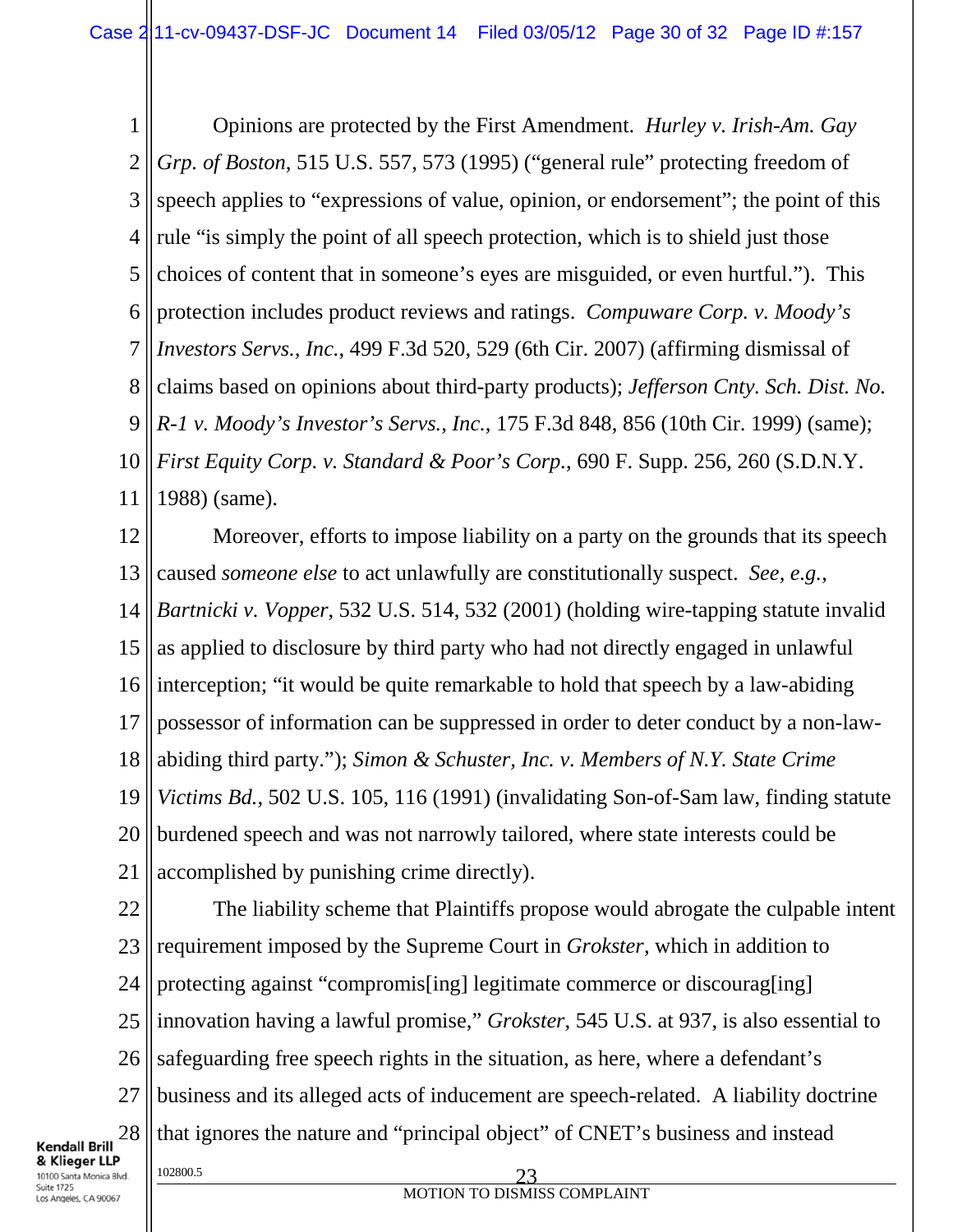Opinions are protected by the First Amendment. *Hurley v. Irish-Am. Gay Grp. of Boston*, 515 U.S. 557, 573 (1995) ("general rule" protecting freedom of speech applies to "expressions of value, opinion, or endorsement"; the point of this rule "is simply the point of all speech protection, which is to shield just those choices of content that in someone's eyes are misguided, or even hurtful."). This protection includes product reviews and ratings. *Compuware Corp. v. Moody's Investors Servs., Inc.*, 499 F.3d 520, 529 (6th Cir. 2007) (affirming dismissal of claims based on opinions about third-party products); *Jefferson Cnty. Sch. Dist. No. R-1 v. Moody's Investor's Servs., Inc.*, 175 F.3d 848, 856 (10th Cir. 1999) (same); *First Equity Corp. v. Standard & Poor's Corp.*, 690 F. Supp. 256, 260 (S.D.N.Y. 1988) (same).

Moreover, efforts to impose liability on a party on the grounds that its speech caused *someone else* to act unlawfully are constitutionally suspect. *See, e.g.*, *Bartnicki v. Vopper*, 532 U.S. 514, 532 (2001) (holding wire-tapping statute invalid as applied to disclosure by third party who had not directly engaged in unlawful interception; "it would be quite remarkable to hold that speech by a law-abiding possessor of information can be suppressed in order to deter conduct by a non-law-abiding third party."); *Simon & Schuster, Inc. v. Members of N.Y. State Crime Victims Bd.*, 502 U.S. 105, 116 (1991) (invalidating Son-of-Sam law, finding statute burdened speech and was not narrowly tailored, where state interests could be accomplished by punishing crime directly).

The liability scheme that Plaintiffs propose would abrogate the culpable intent requirement imposed by the Supreme Court in *Grokster*, which in addition to protecting against "compromis[ing] legitimate commerce or discourag[ing] innovation having a lawful promise," *Grokster*, 545 U.S. at 937, is also essential to safeguarding free speech rights in the situation, as here, where a defendant's business and its alleged acts of inducement are speech-related. A liability doctrine that ignores the nature and "principal object" of CNET's business and instead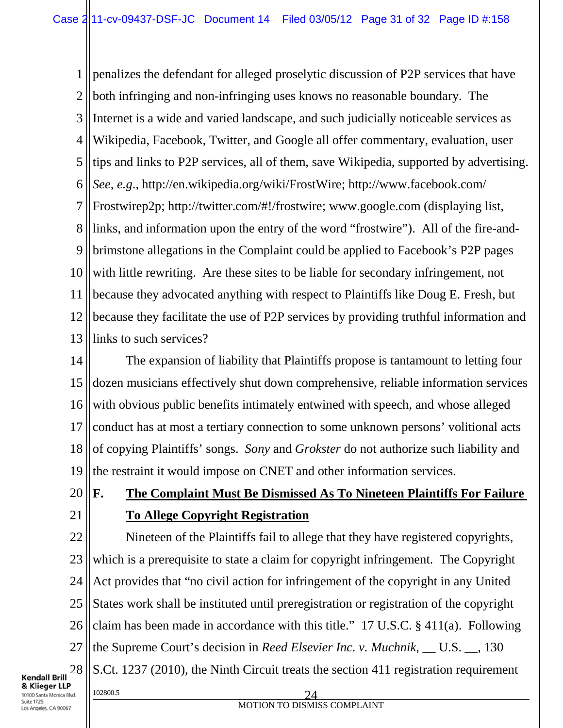penalizes the defendant for alleged proselytic discussion of P2P services that have both infringing and non-infringing uses knows no reasonable boundary. The Internet is a wide and varied landscape, and such judicially noticeable services as Wikipedia, Facebook, Twitter, and Google all offer commentary, evaluation, user tips and links to P2P services, all of them, save Wikipedia, supported by advertising. *See, e.g.*, http://en.wikipedia.org/wiki/FrostWire; http://www.facebook.com/Frostwirep2p; http://twitter.com/#!/frostwire; www.google.com (displaying list, links, and information upon the entry of the word "frostwire"). All of the fire-and-brimstone allegations in the Complaint could be applied to Facebook's P2P pages with little rewriting. Are these sites to be liable for secondary infringement, not because they advocated anything with respect to Plaintiffs like Doug E. Fresh, but because they facilitate the use of P2P services by providing truthful information and links to such services?

The expansion of liability that Plaintiffs propose is tantamount to letting four dozen musicians effectively shut down comprehensive, reliable information services with obvious public benefits intimately entwined with speech, and whose alleged conduct has at most a tertiary connection to some unknown persons' volitional acts of copying Plaintiffs' songs. *Sony* and *Grokster* do not authorize such liability and the restraint it would impose on CNET and other information services.

## F. The Complaint Must Be Dismissed As To Nineteen Plaintiffs For Failure To Allege Copyright Registration

Nineteen of the Plaintiffs fail to allege that they have registered copyrights, which is a prerequisite to state a claim for copyright infringement. The Copyright Act provides that "no civil action for infringement of the copyright in any United States work shall be instituted until preregistration or registration of the copyright claim has been made in accordance with this title." 17 U.S.C. § 411(a). Following the Supreme Court's decision in *Reed Elsevier Inc. v. Muchnik*, __ U.S. __, 130 S.Ct. 1237 (2010), the Ninth Circuit treats the section 411 registration requirement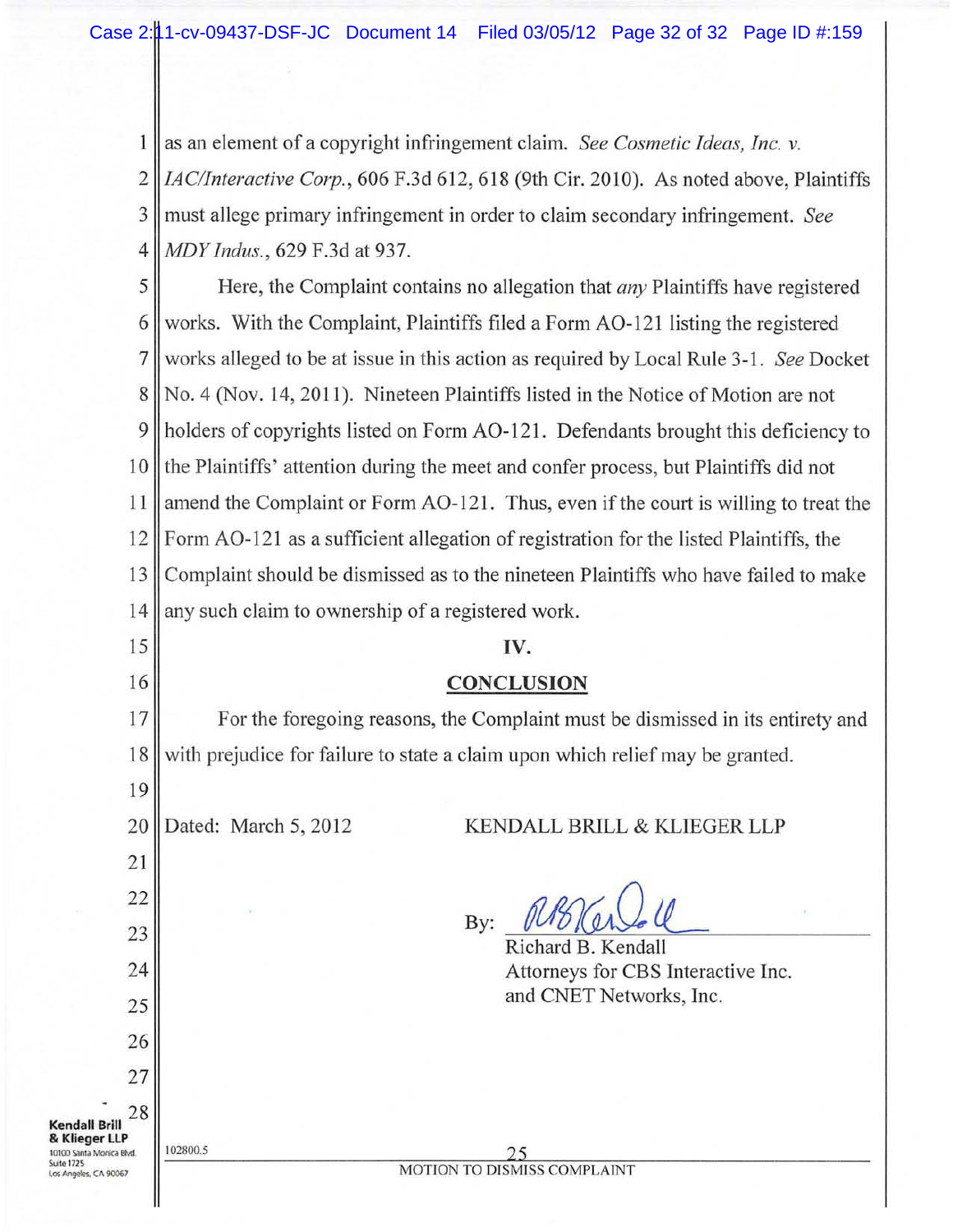as an element of a copyright infringement claim. *See Cosmetic Ideas, Inc. v. IAC/Interactive Corp.*, 606 F.3d 612, 618 (9th Cir. 2010). As noted above, Plaintiffs must allege primary infringement in order to claim secondary infringement. *See MDY Indus.*, 629 F.3d at 937.

Here, the Complaint contains no allegation that *any* Plaintiffs have registered works. With the Complaint, Plaintiffs filed a Form AO-121 listing the registered works alleged to be at issue in this action as required by Local Rule 3-1. *See* Docket No. 4 (Nov. 14, 2011). Nineteen Plaintiffs listed in the Notice of Motion are not holders of copyrights listed on Form AO-121. Defendants brought this deficiency to the Plaintiffs' attention during the meet and confer process, but Plaintiffs did not amend the Complaint or Form AO-121. Thus, even if the court is willing to treat the Form AO-121 as a sufficient allegation of registration for the listed Plaintiffs, the Complaint should be dismissed as to the nineteen Plaintiffs who have failed to make any such claim to ownership of a registered work.

## IV.

## CONCLUSION

For the foregoing reasons, the Complaint must be dismissed in its entirety and with prejudice for failure to state a claim upon which relief may be granted.

Dated: March 5, 2012

KENDALL BRILL & KLIEGER LLP

By: [signature]
Richard B. Kendall
Attorneys for CBS Interactive Inc. and CNET Networks, Inc.

102800.5

MOTION TO DISMISS COMPLAINT